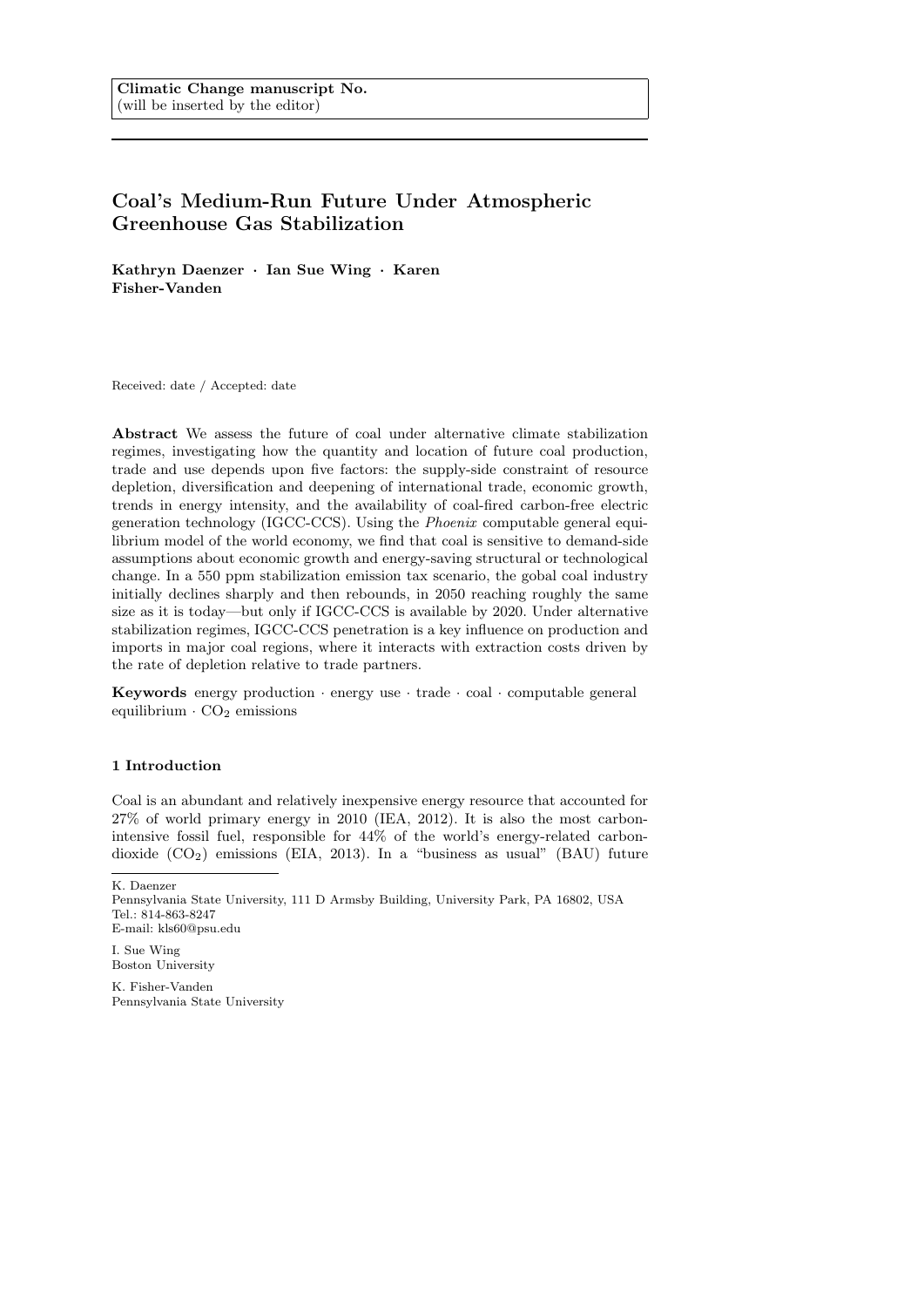**Climatic Change manuscript No.**
(will be inserted by the editor)

# Coal's Medium-Run Future Under Atmospheric Greenhouse Gas Stabilization

**Kathryn Daenzer · Ian Sue Wing · Karen Fisher-Vanden**

Received: date / Accepted: date

**Abstract** We assess the future of coal under alternative climate stabilization regimes, investigating how the quantity and location of future coal production, trade and use depends upon five factors: the supply-side constraint of resource depletion, diversification and deepening of international trade, economic growth, trends in energy intensity, and the availability of coal-fired carbon-free electric generation technology (IGCC-CCS). Using the *Phoenix* computable general equilibrium model of the world economy, we find that coal is sensitive to demand-side assumptions about economic growth and energy-saving structural or technological change. In a 550 ppm stabilization emission tax scenario, the gobal coal industry initially declines sharply and then rebounds, in 2050 reaching roughly the same size as it is today—but only if IGCC-CCS is available by 2020. Under alternative stabilization regimes, IGCC-CCS penetration is a key influence on production and imports in major coal regions, where it interacts with extraction costs driven by the rate of depletion relative to trade partners.

**Keywords** energy production · energy use · trade · coal · computable general equilibrium · $CO_2$ emissions

## 1 Introduction

Coal is an abundant and relatively inexpensive energy resource that accounted for 27% of world primary energy in 2010 (IEA, 2012). It is also the most carbon-intensive fossil fuel, responsible for 44% of the world's energy-related carbon-dioxide ($CO_2$) emissions (EIA, 2013). In a "business as usual" (BAU) future

K. Daenzer
Pennsylvania State University, 111 D Armsby Building, University Park, PA 16802, USA
Tel.: 814-863-8247
E-mail: kls60@psu.edu

I. Sue Wing
Boston University

K. Fisher-Vanden
Pennsylvania State University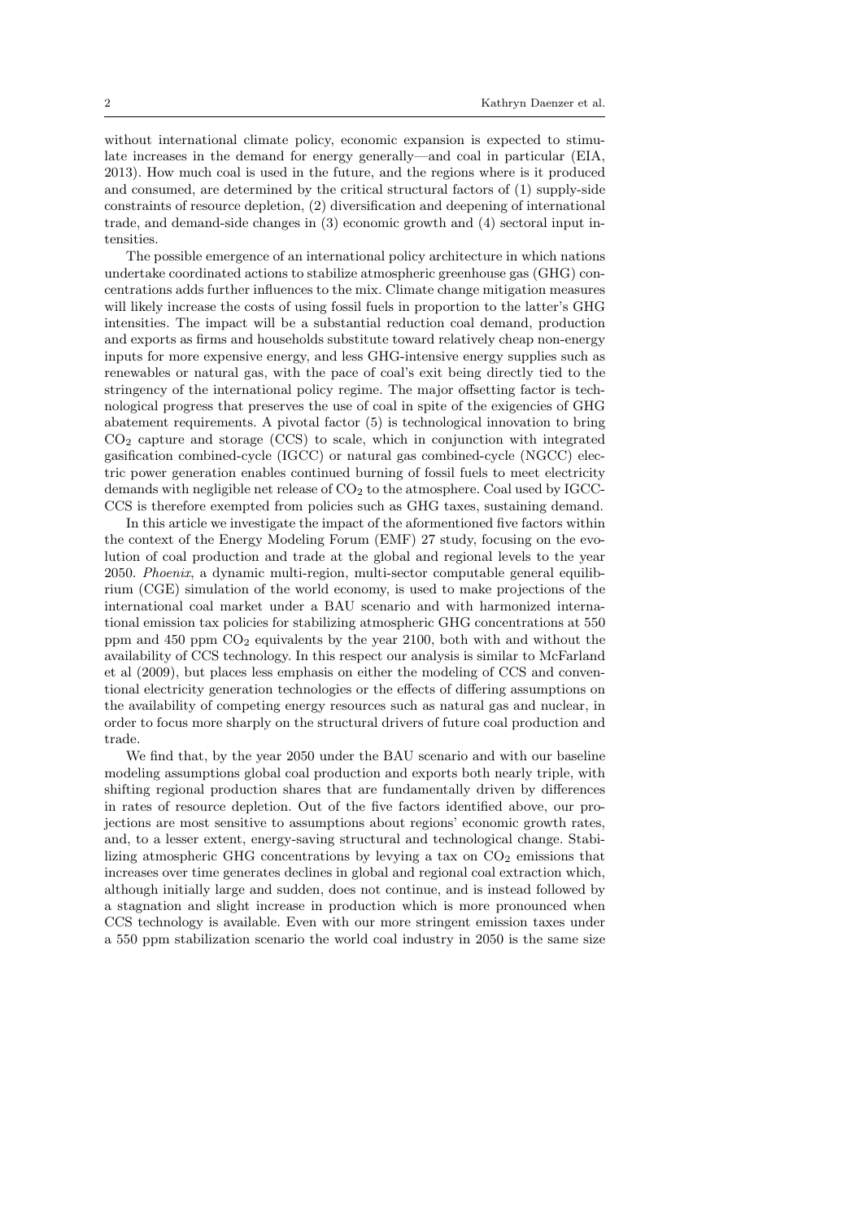without international climate policy, economic expansion is expected to stimulate increases in the demand for energy generally—and coal in particular (EIA, 2013). How much coal is used in the future, and the regions where is it produced and consumed, are determined by the critical structural factors of (1) supply-side constraints of resource depletion, (2) diversification and deepening of international trade, and demand-side changes in (3) economic growth and (4) sectoral input intensities.

The possible emergence of an international policy architecture in which nations undertake coordinated actions to stabilize atmospheric greenhouse gas (GHG) concentrations adds further influences to the mix. Climate change mitigation measures will likely increase the costs of using fossil fuels in proportion to the latter's GHG intensities. The impact will be a substantial reduction coal demand, production and exports as firms and households substitute toward relatively cheap non-energy inputs for more expensive energy, and less GHG-intensive energy supplies such as renewables or natural gas, with the pace of coal's exit being directly tied to the stringency of the international policy regime. The major offsetting factor is technological progress that preserves the use of coal in spite of the exigencies of GHG abatement requirements. A pivotal factor (5) is technological innovation to bring $CO_2$ capture and storage (CCS) to scale, which in conjunction with integrated gasification combined-cycle (IGCC) or natural gas combined-cycle (NGCC) electric power generation enables continued burning of fossil fuels to meet electricity demands with negligible net release of $CO_2$ to the atmosphere. Coal used by IGCC-CCS is therefore exempted from policies such as GHG taxes, sustaining demand.

In this article we investigate the impact of the aforementioned five factors within the context of the Energy Modeling Forum (EMF) 27 study, focusing on the evolution of coal production and trade at the global and regional levels to the year 2050. *Phoenix*, a dynamic multi-region, multi-sector computable general equilibrium (CGE) simulation of the world economy, is used to make projections of the international coal market under a BAU scenario and with harmonized international emission tax policies for stabilizing atmospheric GHG concentrations at 550 ppm and 450 ppm $CO_2$ equivalents by the year 2100, both with and without the availability of CCS technology. In this respect our analysis is similar to McFarland et al (2009), but places less emphasis on either the modeling of CCS and conventional electricity generation technologies or the effects of differing assumptions on the availability of competing energy resources such as natural gas and nuclear, in order to focus more sharply on the structural drivers of future coal production and trade.

We find that, by the year 2050 under the BAU scenario and with our baseline modeling assumptions global coal production and exports both nearly triple, with shifting regional production shares that are fundamentally driven by differences in rates of resource depletion. Out of the five factors identified above, our projections are most sensitive to assumptions about regions' economic growth rates, and, to a lesser extent, energy-saving structural and technological change. Stabilizing atmospheric GHG concentrations by levying a tax on $CO_2$ emissions that increases over time generates declines in global and regional coal extraction which, although initially large and sudden, does not continue, and is instead followed by a stagnation and slight increase in production which is more pronounced when CCS technology is available. Even with our more stringent emission taxes under a 550 ppm stabilization scenario the world coal industry in 2050 is the same size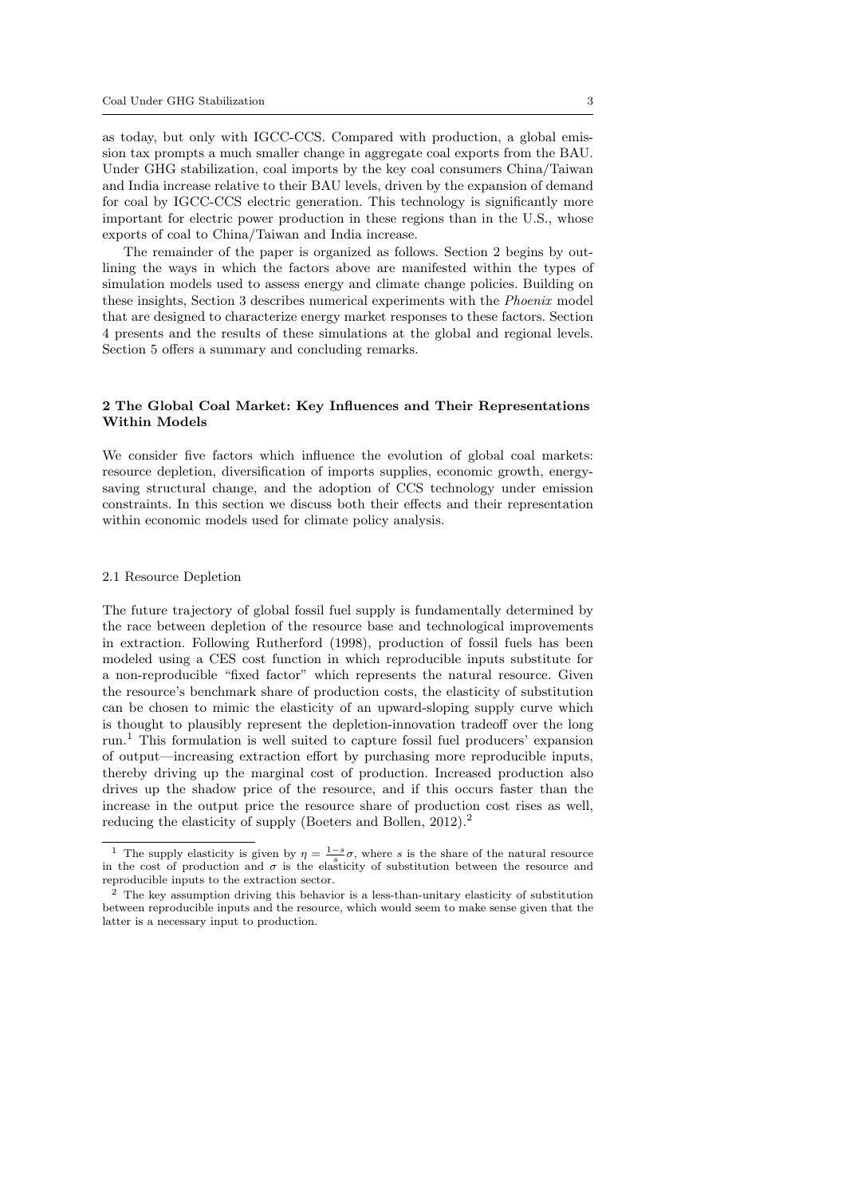as today, but only with IGCC-CCS. Compared with production, a global emission tax prompts a much smaller change in aggregate coal exports from the BAU. Under GHG stabilization, coal imports by the key coal consumers China/Taiwan and India increase relative to their BAU levels, driven by the expansion of demand for coal by IGCC-CCS electric generation. This technology is significantly more important for electric power production in these regions than in the U.S., whose exports of coal to China/Taiwan and India increase.

The remainder of the paper is organized as follows. Section 2 begins by outlining the ways in which the factors above are manifested within the types of simulation models used to assess energy and climate change policies. Building on these insights, Section 3 describes numerical experiments with the *Phoenix* model that are designed to characterize energy market responses to these factors. Section 4 presents and the results of these simulations at the global and regional levels. Section 5 offers a summary and concluding remarks.

## 2 The Global Coal Market: Key Influences and Their Representations Within Models

We consider five factors which influence the evolution of global coal markets: resource depletion, diversification of imports supplies, economic growth, energy-saving structural change, and the adoption of CCS technology under emission constraints. In this section we discuss both their effects and their representation within economic models used for climate policy analysis.

### 2.1 Resource Depletion

The future trajectory of global fossil fuel supply is fundamentally determined by the race between depletion of the resource base and technological improvements in extraction. Following Rutherford (1998), production of fossil fuels has been modeled using a CES cost function in which reproducible inputs substitute for a non-reproducible "fixed factor" which represents the natural resource. Given the resource's benchmark share of production costs, the elasticity of substitution can be chosen to mimic the elasticity of an upward-sloping supply curve which is thought to plausibly represent the depletion-innovation tradeoff over the long run.[1] This formulation is well suited to capture fossil fuel producers' expansion of output—increasing extraction effort by purchasing more reproducible inputs, thereby driving up the marginal cost of production. Increased production also drives up the shadow price of the resource, and if this occurs faster than the increase in the output price the resource share of production cost rises as well, reducing the elasticity of supply (Boeters and Bollen, 2012).[2]

---

[1] The supply elasticity is given by $\eta = \frac{1-s}{s}\sigma$, where $s$ is the share of the natural resource in the cost of production and $\sigma$ is the elasticity of substitution between the resource and reproducible inputs to the extraction sector.

[2] The key assumption driving this behavior is a less-than-unitary elasticity of substitution between reproducible inputs and the resource, which would seem to make sense given that the latter is a necessary input to production.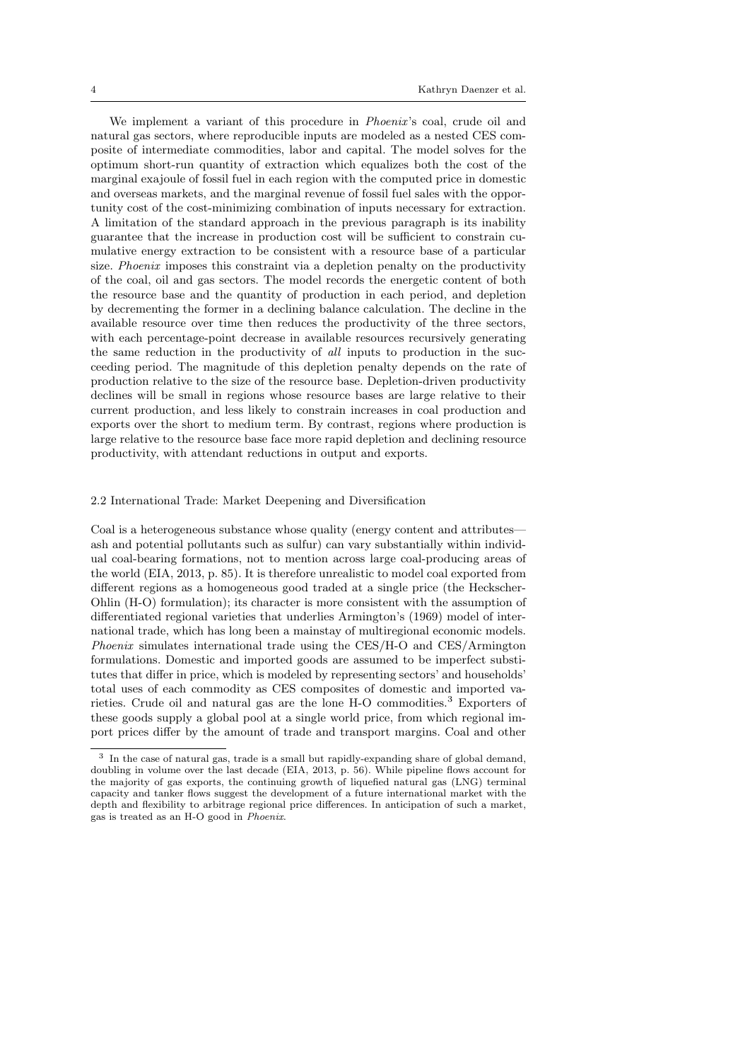We implement a variant of this procedure in *Phoenix*'s coal, crude oil and natural gas sectors, where reproducible inputs are modeled as a nested CES composite of intermediate commodities, labor and capital. The model solves for the optimum short-run quantity of extraction which equalizes both the cost of the marginal exajoule of fossil fuel in each region with the computed price in domestic and overseas markets, and the marginal revenue of fossil fuel sales with the opportunity cost of the cost-minimizing combination of inputs necessary for extraction. A limitation of the standard approach in the previous paragraph is its inability guarantee that the increase in production cost will be sufficient to constrain cumulative energy extraction to be consistent with a resource base of a particular size. *Phoenix* imposes this constraint via a depletion penalty on the productivity of the coal, oil and gas sectors. The model records the energetic content of both the resource base and the quantity of production in each period, and depletion by decrementing the former in a declining balance calculation. The decline in the available resource over time then reduces the productivity of the three sectors, with each percentage-point decrease in available resources recursively generating the same reduction in the productivity of *all* inputs to production in the succeeding period. The magnitude of this depletion penalty depends on the rate of production relative to the size of the resource base. Depletion-driven productivity declines will be small in regions whose resource bases are large relative to their current production, and less likely to constrain increases in coal production and exports over the short to medium term. By contrast, regions where production is large relative to the resource base face more rapid depletion and declining resource productivity, with attendant reductions in output and exports.

### 2.2 International Trade: Market Deepening and Diversification

Coal is a heterogeneous substance whose quality (energy content and attributes—ash and potential pollutants such as sulfur) can vary substantially within individual coal-bearing formations, not to mention across large coal-producing areas of the world (EIA, 2013, p. 85). It is therefore unrealistic to model coal exported from different regions as a homogeneous good traded at a single price (the Heckscher-Ohlin (H-O) formulation); its character is more consistent with the assumption of differentiated regional varieties that underlies Armington's (1969) model of international trade, which has long been a mainstay of multiregional economic models. *Phoenix* simulates international trade using the CES/H-O and CES/Armington formulations. Domestic and imported goods are assumed to be imperfect substitutes that differ in price, which is modeled by representing sectors' and households' total uses of each commodity as CES composites of domestic and imported varieties. Crude oil and natural gas are the lone H-O commodities.[3] Exporters of these goods supply a global pool at a single world price, from which regional import prices differ by the amount of trade and transport margins. Coal and other

[3] In the case of natural gas, trade is a small but rapidly-expanding share of global demand, doubling in volume over the last decade (EIA, 2013, p. 56). While pipeline flows account for the majority of gas exports, the continuing growth of liquefied natural gas (LNG) terminal capacity and tanker flows suggest the development of a future international market with the depth and flexibility to arbitrage regional price differences. In anticipation of such a market, gas is treated as an H-O good in *Phoenix*.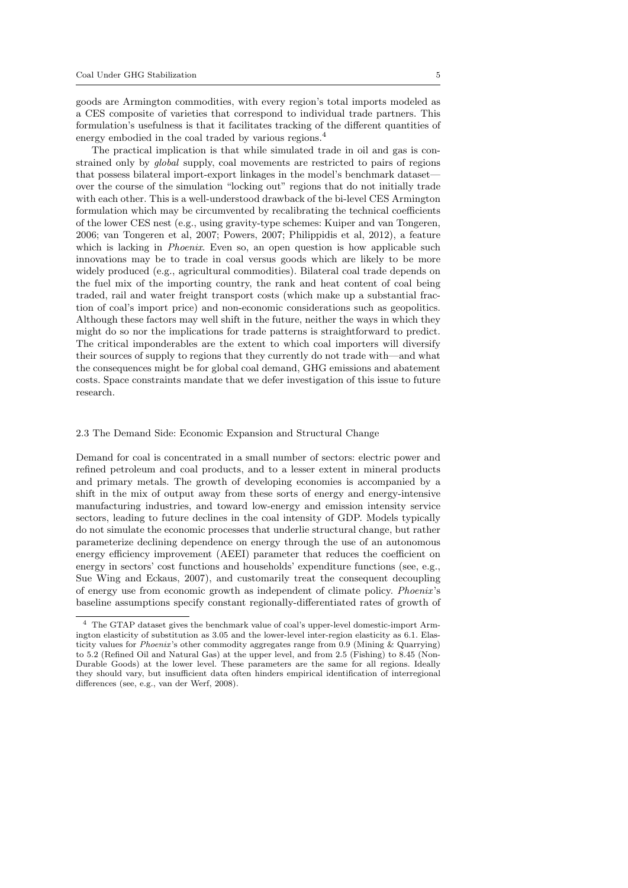goods are Armington commodities, with every region's total imports modeled as a CES composite of varieties that correspond to individual trade partners. This formulation's usefulness is that it facilitates tracking of the different quantities of energy embodied in the coal traded by various regions.[4]

The practical implication is that while simulated trade in oil and gas is constrained only by *global* supply, coal movements are restricted to pairs of regions that possess bilateral import-export linkages in the model's benchmark dataset—over the course of the simulation "locking out" regions that do not initially trade with each other. This is a well-understood drawback of the bi-level CES Armington formulation which may be circumvented by recalibrating the technical coefficients of the lower CES nest (e.g., using gravity-type schemes: Kuiper and van Tongeren, 2006; van Tongeren et al, 2007; Powers, 2007; Philippidis et al, 2012), a feature which is lacking in *Phoenix*. Even so, an open question is how applicable such innovations may be to trade in coal versus goods which are likely to be more widely produced (e.g., agricultural commodities). Bilateral coal trade depends on the fuel mix of the importing country, the rank and heat content of coal being traded, rail and water freight transport costs (which make up a substantial fraction of coal's import price) and non-economic considerations such as geopolitics. Although these factors may well shift in the future, neither the ways in which they might do so nor the implications for trade patterns is straightforward to predict. The critical imponderables are the extent to which coal importers will diversify their sources of supply to regions that they currently do not trade with—and what the consequences might be for global coal demand, GHG emissions and abatement costs. Space constraints mandate that we defer investigation of this issue to future research.

### 2.3 The Demand Side: Economic Expansion and Structural Change

Demand for coal is concentrated in a small number of sectors: electric power and refined petroleum and coal products, and to a lesser extent in mineral products and primary metals. The growth of developing economies is accompanied by a shift in the mix of output away from these sorts of energy and energy-intensive manufacturing industries, and toward low-energy and emission intensity service sectors, leading to future declines in the coal intensity of GDP. Models typically do not simulate the economic processes that underlie structural change, but rather parameterize declining dependence on energy through the use of an autonomous energy efficiency improvement (AEEI) parameter that reduces the coefficient on energy in sectors' cost functions and households' expenditure functions (see, e.g., Sue Wing and Eckaus, 2007), and customarily treat the consequent decoupling of energy use from economic growth as independent of climate policy. *Phoenix*'s baseline assumptions specify constant regionally-differentiated rates of growth of

---

[4] The GTAP dataset gives the benchmark value of coal's upper-level domestic-import Armington elasticity of substitution as 3.05 and the lower-level inter-region elasticity as 6.1. Elasticity values for *Phoenix*'s other commodity aggregates range from 0.9 (Mining & Quarrying) to 5.2 (Refined Oil and Natural Gas) at the upper level, and from 2.5 (Fishing) to 8.45 (Non-Durable Goods) at the lower level. These parameters are the same for all regions. Ideally they should vary, but insufficient data often hinders empirical identification of interregional differences (see, e.g., van der Werf, 2008).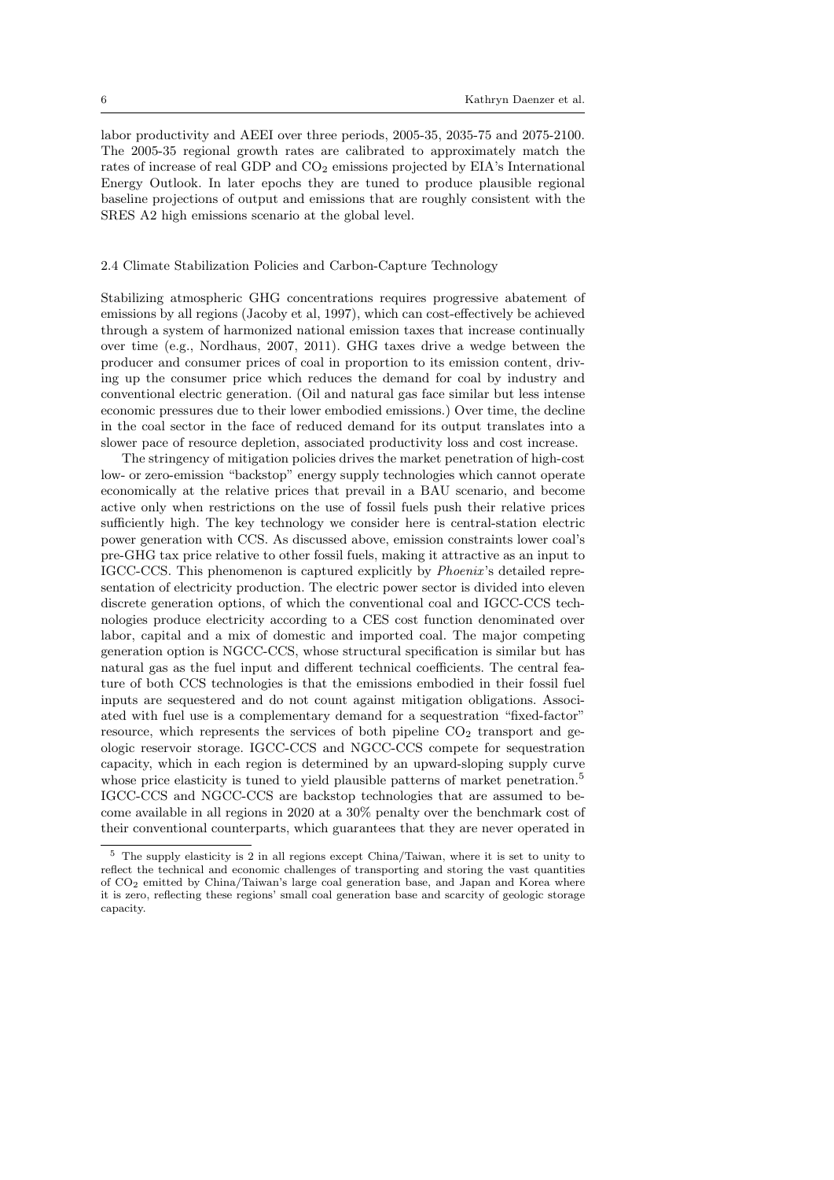labor productivity and AEEI over three periods, 2005-35, 2035-75 and 2075-2100. The 2005-35 regional growth rates are calibrated to approximately match the rates of increase of real GDP and $CO_2$ emissions projected by EIA's International Energy Outlook. In later epochs they are tuned to produce plausible regional baseline projections of output and emissions that are roughly consistent with the SRES A2 high emissions scenario at the global level.

### 2.4 Climate Stabilization Policies and Carbon-Capture Technology

Stabilizing atmospheric GHG concentrations requires progressive abatement of emissions by all regions (Jacoby et al, 1997), which can cost-effectively be achieved through a system of harmonized national emission taxes that increase continually over time (e.g., Nordhaus, 2007, 2011). GHG taxes drive a wedge between the producer and consumer prices of coal in proportion to its emission content, driving up the consumer price which reduces the demand for coal by industry and conventional electric generation. (Oil and natural gas face similar but less intense economic pressures due to their lower embodied emissions.) Over time, the decline in the coal sector in the face of reduced demand for its output translates into a slower pace of resource depletion, associated productivity loss and cost increase.

The stringency of mitigation policies drives the market penetration of high-cost low- or zero-emission "backstop" energy supply technologies which cannot operate economically at the relative prices that prevail in a BAU scenario, and become active only when restrictions on the use of fossil fuels push their relative prices sufficiently high. The key technology we consider here is central-station electric power generation with CCS. As discussed above, emission constraints lower coal's pre-GHG tax price relative to other fossil fuels, making it attractive as an input to IGCC-CCS. This phenomenon is captured explicitly by *Phoenix*'s detailed representation of electricity production. The electric power sector is divided into eleven discrete generation options, of which the conventional coal and IGCC-CCS technologies produce electricity according to a CES cost function denominated over labor, capital and a mix of domestic and imported coal. The major competing generation option is NGCC-CCS, whose structural specification is similar but has natural gas as the fuel input and different technical coefficients. The central feature of both CCS technologies is that the emissions embodied in their fossil fuel inputs are sequestered and do not count against mitigation obligations. Associated with fuel use is a complementary demand for a sequestration "fixed-factor" resource, which represents the services of both pipeline $CO_2$ transport and geologic reservoir storage. IGCC-CCS and NGCC-CCS compete for sequestration capacity, which in each region is determined by an upward-sloping supply curve whose price elasticity is tuned to yield plausible patterns of market penetration.[5] IGCC-CCS and NGCC-CCS are backstop technologies that are assumed to become available in all regions in 2020 at a 30% penalty over the benchmark cost of their conventional counterparts, which guarantees that they are never operated in

[5] The supply elasticity is 2 in all regions except China/Taiwan, where it is set to unity to reflect the technical and economic challenges of transporting and storing the vast quantities of $CO_2$ emitted by China/Taiwan's large coal generation base, and Japan and Korea where it is zero, reflecting these regions' small coal generation base and scarcity of geologic storage capacity.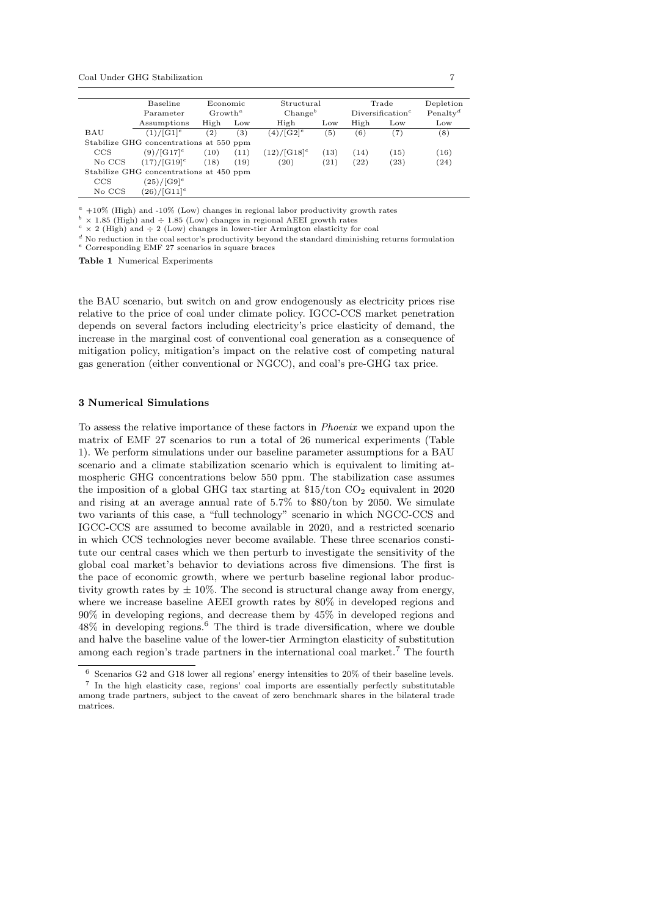| | Baseline Parameter Assumptions | Economic Growth[a] | | Structural Change[b] | | Trade Diversification[c] | | Depletion Penalty[d] |
|---|---|---|---|---|---|---|---|---|
| | | High | Low | High | Low | High | Low | Low |
| BAU | (1)/[G1][e] | (2) | (3) | (4)/[G2][e] | (5) | (6) | (7) | (8) |
| Stabilize GHG concentrations at 550 ppm | | | | | | | | |
| CCS | (9)/[G17][e] | (10) | (11) | (12)/[G18][e] | (13) | (14) | (15) | (16) |
| No CCS | (17)/[G19][e] | (18) | (19) | (20) | (21) | (22) | (23) | (24) |
| Stabilize GHG concentrations at 450 ppm | | | | | | | | |
| CCS | (25)/[G9][e] | | | | | | | |
| No CCS | (26)/[G11][e] | | | | | | | |

[a] +10% (High) and -10% (Low) changes in regional labor productivity growth rates
[b] $\times$ 1.85 (High) and $\div$ 1.85 (Low) changes in regional AEEI growth rates
[c] $\times$ 2 (High) and $\div$ 2 (Low) changes in lower-tier Armington elasticity for coal
[d] No reduction in the coal sector's productivity beyond the standard diminishing returns formulation
[e] Corresponding EMF 27 scenarios in square braces

**Table 1** Numerical Experiments

the BAU scenario, but switch on and grow endogenously as electricity prices rise relative to the price of coal under climate policy. IGCC-CCS market penetration depends on several factors including electricity's price elasticity of demand, the increase in the marginal cost of conventional coal generation as a consequence of mitigation policy, mitigation's impact on the relative cost of competing natural gas generation (either conventional or NGCC), and coal's pre-GHG tax price.

## 3 Numerical Simulations

To assess the relative importance of these factors in *Phoenix* we expand upon the matrix of EMF 27 scenarios to run a total of 26 numerical experiments (Table 1). We perform simulations under our baseline parameter assumptions for a BAU scenario and a climate stabilization scenario which is equivalent to limiting atmospheric GHG concentrations below 550 ppm. The stabilization case assumes the imposition of a global GHG tax starting at \$15/ton $CO_2$ equivalent in 2020 and rising at an average annual rate of 5.7% to \$80/ton by 2050. We simulate two variants of this case, a "full technology" scenario in which NGCC-CCS and IGCC-CCS are assumed to become available in 2020, and a restricted scenario in which CCS technologies never become available. These three scenarios constitute our central cases which we then perturb to investigate the sensitivity of the global coal market's behavior to deviations across five dimensions. The first is the pace of economic growth, where we perturb baseline regional labor productivity growth rates by $\pm$ 10%. The second is structural change away from energy, where we increase baseline AEEI growth rates by 80% in developed regions and 90% in developing regions, and decrease them by 45% in developed regions and 48% in developing regions.[6] The third is trade diversification, where we double and halve the baseline value of the lower-tier Armington elasticity of substitution among each region's trade partners in the international coal market.[7] The fourth

[6] Scenarios G2 and G18 lower all regions' energy intensities to 20% of their baseline levels.

[7] In the high elasticity case, regions' coal imports are essentially perfectly substitutable among trade partners, subject to the caveat of zero benchmark shares in the bilateral trade matrices.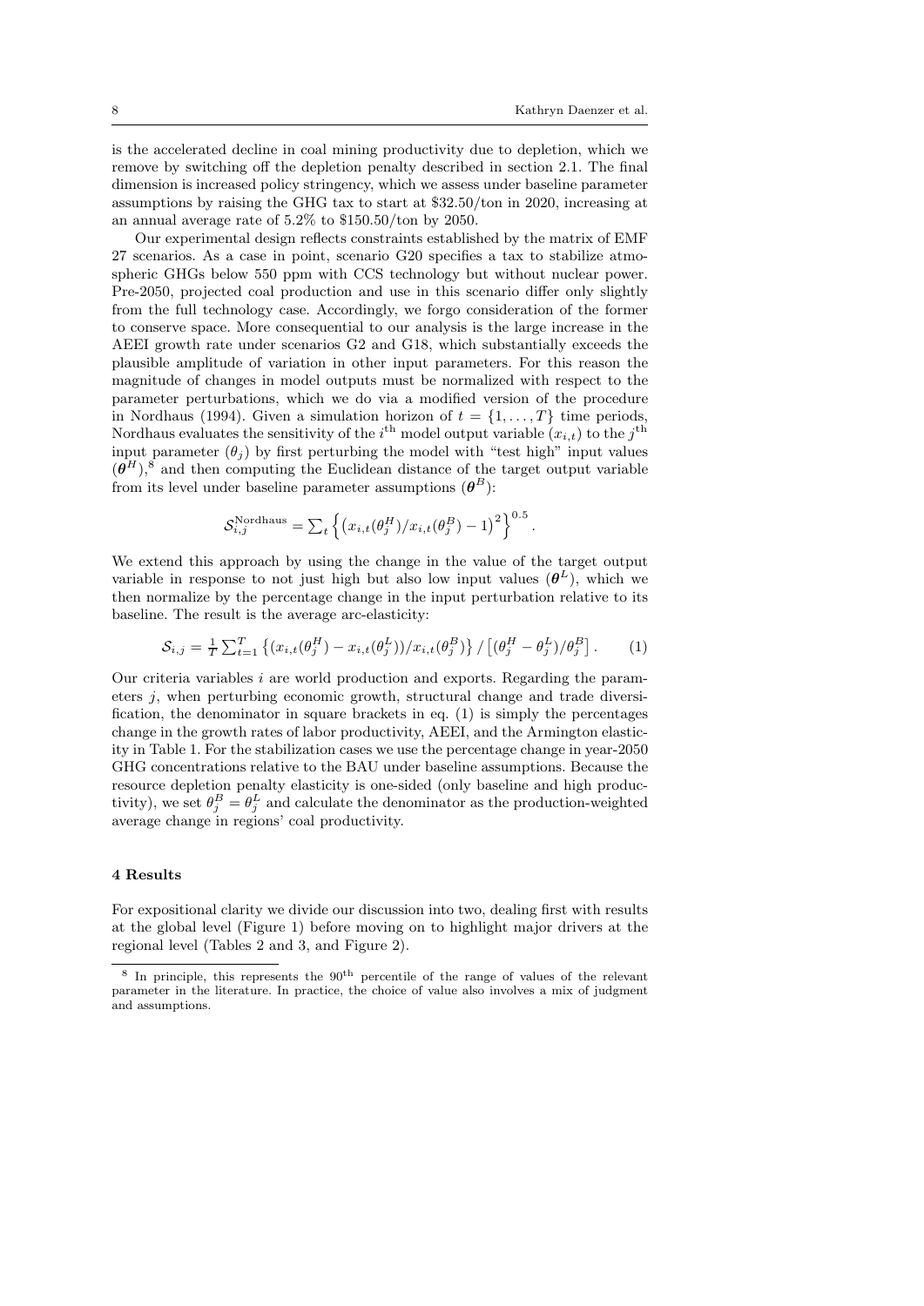is the accelerated decline in coal mining productivity due to depletion, which we remove by switching off the depletion penalty described in section 2.1. The final dimension is increased policy stringency, which we assess under baseline parameter assumptions by raising the GHG tax to start at \$32.50/ton in 2020, increasing at an annual average rate of 5.2% to \$150.50/ton by 2050.

Our experimental design reflects constraints established by the matrix of EMF 27 scenarios. As a case in point, scenario G20 specifies a tax to stabilize atmospheric GHGs below 550 ppm with CCS technology but without nuclear power. Pre-2050, projected coal production and use in this scenario differ only slightly from the full technology case. Accordingly, we forgo consideration of the former to conserve space. More consequential to our analysis is the large increase in the AEEI growth rate under scenarios G2 and G18, which substantially exceeds the plausible amplitude of variation in other input parameters. For this reason the magnitude of changes in model outputs must be normalized with respect to the parameter perturbations, which we do via a modified version of the procedure in Nordhaus (1994). Given a simulation horizon of $t = \{1, \ldots, T\}$ time periods, Nordhaus evaluates the sensitivity of the $i^{\text{th}}$ model output variable ($x_{i,t}$) to the $j^{\text{th}}$ input parameter ($\theta_j$) by first perturbing the model with "test high" input values ($\boldsymbol{\theta}^H$),[8] and then computing the Euclidean distance of the target output variable from its level under baseline parameter assumptions ($\boldsymbol{\theta}^B$):

$$\mathcal{S}_{i,j}^{\text{Nordhaus}} = \sum_t \left\{ \left( x_{i,t}(\theta_j^H)/x_{i,t}(\theta_j^B) - 1 \right)^2 \right\}^{0.5}.$$

We extend this approach by using the change in the value of the target output variable in response to not just high but also low input values ($\boldsymbol{\theta}^L$), which we then normalize by the percentage change in the input perturbation relative to its baseline. The result is the average arc-elasticity:

$$\mathcal{S}_{i,j} = \frac{1}{T} \sum_{t=1}^{T} \left\{ (x_{i,t}(\theta_j^H) - x_{i,t}(\theta_j^L))/x_{i,t}(\theta_j^B) \right\} / \left[ (\theta_j^H - \theta_j^L)/\theta_j^B \right]. \tag{1}$$

Our criteria variables $i$ are world production and exports. Regarding the parameters $j$, when perturbing economic growth, structural change and trade diversification, the denominator in square brackets in eq. (1) is simply the percentages change in the growth rates of labor productivity, AEEI, and the Armington elasticity in Table 1. For the stabilization cases we use the percentage change in year-2050 GHG concentrations relative to the BAU under baseline assumptions. Because the resource depletion penalty elasticity is one-sided (only baseline and high productivity), we set $\theta_j^B = \theta_j^L$ and calculate the denominator as the production-weighted average change in regions' coal productivity.

## 4 Results

For expositional clarity we divide our discussion into two, dealing first with results at the global level (Figure 1) before moving on to highlight major drivers at the regional level (Tables 2 and 3, and Figure 2).

[8] In principle, this represents the 90$^{\text{th}}$ percentile of the range of values of the relevant parameter in the literature. In practice, the choice of value also involves a mix of judgment and assumptions.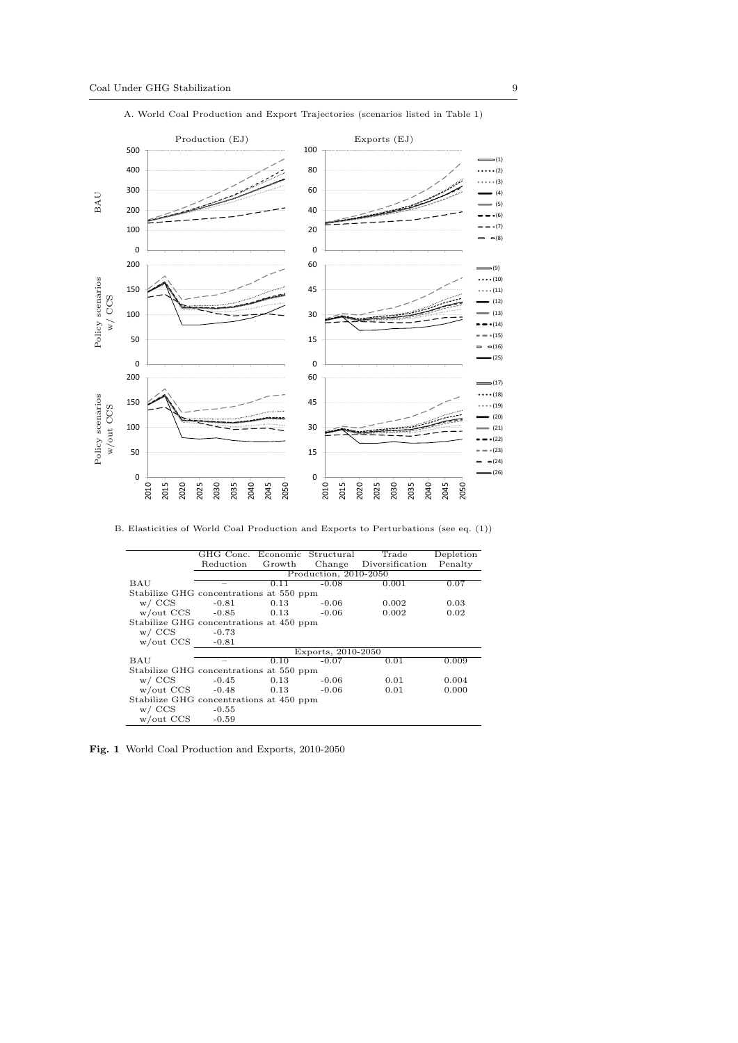A. World Coal Production and Export Trajectories (scenarios listed in Table 1)

B. Elasticities of World Coal Production and Exports to Perturbations (see eq. (1))

| | GHG Conc. Reduction | Economic Growth | Structural Change | Trade Diversification | Depletion Penalty |
|---|---|---|---|---|---|
| | Production, 2010-2050 | | | | |
| BAU | – | 0.11 | -0.08 | 0.001 | 0.07 |
| Stabilize GHG concentrations at 550 ppm | | | | | |
| w/ CCS | -0.81 | 0.13 | -0.06 | 0.002 | 0.03 |
| w/out CCS | -0.85 | 0.13 | -0.06 | 0.002 | 0.02 |
| Stabilize GHG concentrations at 450 ppm | | | | | |
| w/ CCS | -0.73 | | | | |
| w/out CCS | -0.81 | | | | |
| | Exports, 2010-2050 | | | | |
| BAU | – | 0.10 | -0.07 | 0.01 | 0.009 |
| Stabilize GHG concentrations at 550 ppm | | | | | |
| w/ CCS | -0.45 | 0.13 | -0.06 | 0.01 | 0.004 |
| w/out CCS | -0.48 | 0.13 | -0.06 | 0.01 | 0.000 |
| Stabilize GHG concentrations at 450 ppm | | | | | |
| w/ CCS | -0.55 | | | | |
| w/out CCS | -0.59 | | | | |

**Fig. 1** World Coal Production and Exports, 2010-2050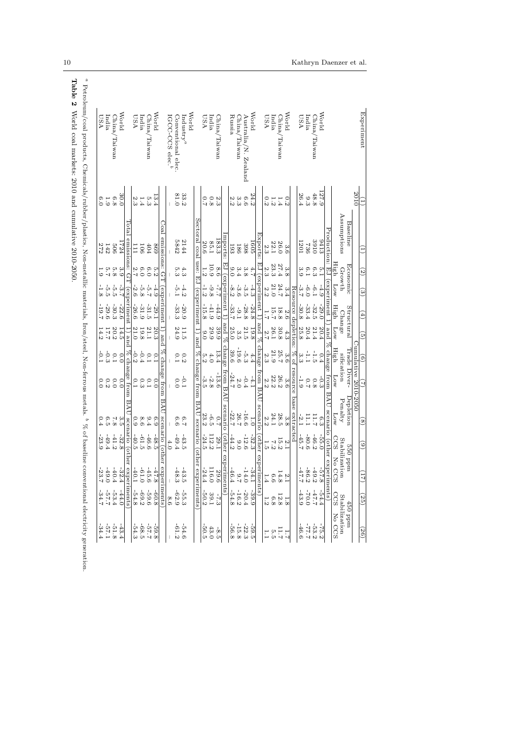| Experiment | 2010 | Cumulative 2010-2050 | | | | | | | | | | | |
|---|---|---|---|---|---|---|---|---|---|---|---|---|---|
| | | Baseline Assumptions | Economic Growth | | Structural Change | | Trade Diversification | | Depletion Penalty | 550 ppm Stabilization | | 450 ppm Stabilization | |
| | | | High | Low | High | Low | High | Low | Low | CCS | No CCS | CCS | No CCS |
| | (1) | (1) | (2) | (3) | (4) | (5) | (6) | (7) | (8) | (9) | (17) | (25) | (26) |
| **Production: EJ (experiment 1) and % change from BAU scenario (other experiments)** | | | | | | | | | | | | | |
| World | 127.9 | 9413 | 5.1 | -4.9 | -29.0 | 20.4 | 0.4 | -0.3 | 6.3 | -55.0 | -57.8 | -54.4 | -75.2 |
| China/Taiwan | 48.8 | 3910 | 6.3 | -6.1 | -32.5 | 21.4 | -1.5 | 0.8 | 11.7 | -46.2 | -49.2 | -47.7 | -53.2 |
| India | 9.3 | 736 | 6.1 | -6.0 | -33.4 | 20.4 | -1.1 | 0.7 | 11.1 | -80.6 | -86.2 | -70.0 | -77.7 |
| USA | 26.4 | 1201 | 3.9 | -3.7 | -30.8 | 25.8 | 3.3 | -1.9 | -2.1 | -45.7 | -47.7 | -43.9 | -46.6 |
| **Resource depletion: % of resource base extracted** | | | | | | | | | | | | | |
| World | 0.2 | 3.6 | 3.8 | 3.4 | 2.6 | 4.3 | 3.6 | 3.6 | 3.8 | 2.1 | 2.1 | 1.8 | 1.7 |
| China/Taiwan | 1.4 | 26.0 | 27.4 | 24.7 | 18.8 | 30.8 | 25.7 | 26.2 | 28.5 | 15.2 | 14.8 | 12.8 | 11.7 |
| India | 1.2 | 22.1 | 23.3 | 21.0 | 15.7 | 26.1 | 21.9 | 22.2 | 24.1 | 7.2 | 6.6 | 6.8 | 5.5 |
| USA | 0.2 | 2.3 | 2.3 | 2.2 | 1.7 | 2.7 | 2.3 | 2.2 | 2.2 | 1.5 | 1.4 | 1.2 | 1.1 |
| **Exports: EJ (experiment 1) and % change from BAU scenario (other experiments)** | | | | | | | | | | | | | |
| World | 24.2 | 1605 | 4.7 | -4.3 | -24.8 | 19.8 | 4.4 | -4.1 | 1.0 | -32.3 | -34.1 | -39.9 | -59.5 |
| Australia/N. Zealand | 6.6 | 398 | 3.8 | -3.5 | -28.8 | 21.5 | -5.3 | -0.4 | -16.6 | -12.6 | -14.0 | -20.4 | -22.3 |
| China/Taiwan | 3.3 | 186 | 3.4 | -3.6 | -9.1 | 3.5 | -19.6 | 2.0 | 26.7 | 9.0 | 9.7 | -16.2 | -15.8 |
| Russia | 2.2 | 193 | 9.0 | -8.2 | -33.7 | 25.0 | 39.6 | -24.7 | -22.7 | -44.2 | -46.4 | -54.8 | -56.8 |
| **Imports: EJ (experiment 1) and % change from BAU scenario (other experiments)** | | | | | | | | | | | | | |
| China/Taiwan | 2.3 | 183.3 | 8.6 | -7.7 | -44.9 | 39.9 | 13.4 | -13.6 | 0.7 | 29.1 | 29.6 | -7.3 | -8.5 |
| India | 0.8 | 85.1 | 10.9 | -9.8 | -41.9 | 29.9 | 4.0 | -2.8 | -6.5 | 112.2 | 116.0 | 39.1 | 43.0 |
| USA | 0.7 | 20.6 | 1.2 | -1.2 | -15.8 | 9.0 | 5.2 | -3.5 | 23.2 | -24.5 | -24.4 | -50.2 | -50.5 |
| **Sectoral coal use: EJ (experiment 1) and % change from BAU scenario (other experiments)** | | | | | | | | | | | | | |
| World | | | | | | | | | | | | | |
| Industry[a] | 33.2 | 2144 | 4.3 | -4.2 | -20.9 | 11.5 | 0.2 | -0.1 | 6.7 | -43.5 | -43.5 | -55.3 | -54.6 |
| Conventional elec. | 81.0 | 5842 | 5.3 | -5.1 | -33.3 | 24.9 | 0.1 | 0.0 | 6.6 | -49.4 | -48.3 | -62.9 | -61.2 |
| IGCC-CCS elec.[b] | – | – | – | – | – | – | – | – | – | 4.0 | – | 8.6 | – |
| **Coal emissions: GT (experiment 1) and % change from BAU scenario (other experiments)** | | | | | | | | | | | | | |
| World | 13.4 | 869 | 5.2 | -4.9 | -29.1 | 20.3 | 0.1 | 0.0 | 6.9 | -48.5 | -47.8 | -60.8 | -59.8 |
| China/Taiwan | 5.3 | 404 | 6.0 | -5.7 | -31.5 | 21.1 | 0.1 | 0.1 | 9.4 | -46.6 | -45.6 | -59.6 | -57.7 |
| India | 1.4 | 106 | 6.0 | -5.8 | -31.9 | 19.8 | -0.4 | 0.3 | 8.6 | -61.5 | -61.0 | -69.2 | -68.5 |
| USA | 2.3 | 111 | 2.7 | -2.6 | -26.6 | 21.0 | -0.2 | 0.1 | 0.9 | -40.5 | -40.1 | -54.8 | -54.3 |
| **Total emissions: GT (experiment 1) and % change from BAU scenario (other experiments)** | | | | | | | | | | | | | |
| World | 30.0 | 1724 | 3.9 | -3.7 | -22.6 | 14.5 | 0.0 | 0.0 | 3.5 | -32.8 | -32.4 | -44.0 | -43.4 |
| China/Taiwan | 6.8 | 506 | 5.8 | -5.5 | -30.3 | 20.2 | 0.1 | 0.0 | 7.8 | -41.2 | -40.4 | -53.4 | -51.8 |
| India | 1.9 | 142 | 5.7 | -5.5 | -29.6 | 17.7 | -0.3 | 0.2 | 6.5 | -49.4 | -49.0 | -57.7 | -57.1 |
| USA | 6.0 | 272 | 1.9 | -1.8 | -19.7 | 14.2 | -0.1 | 0.0 | 0.4 | -23.9 | -23.7 | -34.7 | -34.4 |

[a] Petroleum/coal products, Chemicals/rubber/plastics, Non-metallic materials, Iron/steel, Non-ferrous metals. [b] % of baseline conventional electricity generation.

**Table 2** World coal markets: 2010 and cumulative 2010-2050.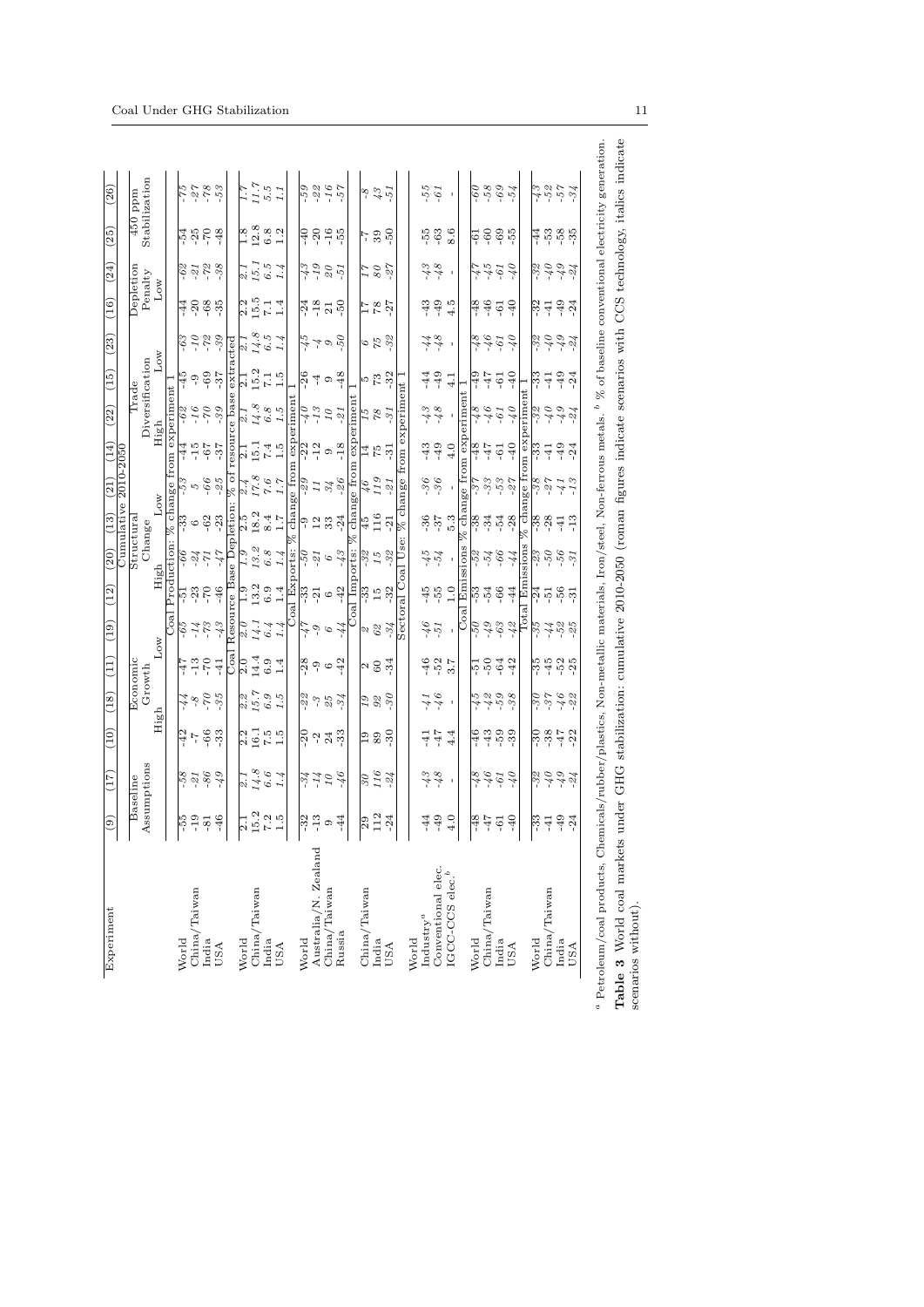| Experiment | (9) | (17) | (10) | (18) | (11) | (19) | (12) | (20) | (13) | (21) | (14) | (22) | (15) | (23) | (16) | (24) | (25) | (26) |
|---|---|---|---|---|---|---|---|---|---|---|---|---|---|---|---|---|---|---|
| | Baseline Assumptions | | Economic Growth | | | | Structural Change | | | | Trade Diversification | | | | Depletion Penalty | | 450 ppm Stabilization | |
| | | | High | | Low | | High | | Low | | High | | Low | | Low | | | |
| | Cumulative 2010-2050 | | | | | | | | | | | | | | | | | |
| **Coal Production: % change from experiment 1** | | | | | | | | | | | | | | | | | | |
| World | -55 | *-58* | -42 | *-44* | -47 | *-65* | -51 | *-60* | -33 | *-53* | -44 | *-62* | -45 | *-63* | -44 | *-62* | -54 | *-75* |
| China/Taiwan | -19 | *-21* | -7 | *-8* | -13 | *-14* | -23 | *-24* | 6 | *5* | -15 | *-16* | -9 | *-10* | -20 | *-21* | -25 | *-27* |
| India | -81 | *-86* | -66 | *-70* | -70 | *-73* | -70 | *-71* | -62 | *-66* | -67 | *-70* | -69 | *-72* | -68 | *-72* | -70 | *-78* |
| USA | -46 | *-49* | -33 | *-35* | -41 | *-43* | -46 | *-47* | -23 | *-25* | -37 | *-39* | -37 | *-39* | -35 | *-38* | -48 | *-53* |
| **Coal Resource Base Depletion: % of resource base extracted** | | | | | | | | | | | | | | | | | | |
| World | 2.1 | *2.1* | 2.2 | *2.2* | 2.0 | *2.0* | 1.9 | *1.9* | 2.5 | *2.4* | 2.1 | *2.1* | 2.1 | *2.1* | 2.2 | *2.1* | 1.8 | *1.7* |
| China/Taiwan | 15.2 | *14.8* | 16.1 | *15.7* | 14.4 | *14.1* | 13.2 | *13.2* | 18.2 | *17.8* | 15.1 | *14.8* | 15.2 | *14.8* | 15.5 | *15.1* | 12.8 | *11.7* |
| India | 7.2 | *6.6* | 7.5 | *6.9* | 6.9 | *6.4* | 6.9 | *6.8* | 8.4 | *7.6* | 7.4 | *6.8* | 7.1 | *6.5* | 7.1 | *6.5* | 6.8 | *5.5* |
| USA | 1.5 | *1.4* | 1.5 | *1.5* | 1.4 | *1.4* | 1.4 | *1.4* | 1.7 | *1.7* | 1.5 | *1.5* | 1.5 | *1.4* | 1.4 | *1.4* | 1.2 | *1.1* |
| **Coal Exports: % change from experiment 1** | | | | | | | | | | | | | | | | | | |
| World | -32 | *-34* | -20 | *-22* | -28 | *-47* | -33 | *-50* | 9 | *-29* | -22 | *-40* | -26 | *-45* | -24 | *-43* | -40 | *-59* |
| Australia/N. Zealand | -13 | *-14* | -2 | *-3* | -9 | *-9* | -21 | *-21* | 12 | *9* | -12 | *-13* | 4 | *4* | -18 | *-19* | -20 | *-22* |
| China/Taiwan | 9 | *10* | 24 | *25* | 6 | *6* | 6 | *6* | 33 | *34* | 9 | *10* | 9 | *9* | 21 | *20* | -16 | *-16* |
| Russia | -44 | *-46* | -33 | *-34* | -42 | *-44* | -42 | *-43* | -24 | *-26* | -18 | *-21* | -48 | *-50* | -50 | *-51* | -55 | *-57* |
| **Coal Imports: % change from experiment 1** | | | | | | | | | | | | | | | | | | |
| China/Taiwan | 29 | *30* | 19 | *19* | 2 | *2* | -33 | *-32* | 45 | *16* | 14 | *15* | 5 | *6* | 17 | *17* | -7 | *-8* |
| India | 112 | *116* | 89 | *92* | 60 | *62* | 15 | *15* | 116 | *119* | 75 | *78* | 73 | *75* | 78 | *80* | 39 | *43* |
| USA | -24 | *-24* | -30 | *-30* | -34 | *-34* | -32 | *-32* | -21 | *-21* | -31 | *-31* | -32 | *-32* | -27 | *-27* | -50 | *-51* |
| **Sectoral Coal Use: % change from experiment 1** | | | | | | | | | | | | | | | | | | |
| World | | | | | | | | | | | | | | | | | | |
| Industry[a] | -44 | *-43* | -41 | *-41* | -46 | *-46* | -45 | *-45* | -36 | *-36* | -43 | *-43* | -44 | *-44* | -43 | *-43* | -55 | *-55* |
| Conventional elec. | -49 | *-48* | -47 | *-46* | -52 | *-51* | -55 | *-54* | -37 | *-36* | -49 | *-48* | -49 | *-48* | -49 | *-48* | -63 | *-61* |
| IGCC-CCS elec.[b] | 4.0 | - | 4.4 | - | 3.7 | - | 1.0 | - | 5.3 | - | 4.0 | - | 4.1 | - | 4.5 | - | 8.6 | - |
| **Coal Emissions: % change from experiment 1** | | | | | | | | | | | | | | | | | | |
| World | -48 | *-48* | -46 | *-45* | -51 | *-50* | -53 | *-52* | -38 | *-37* | -48 | *-48* | -49 | *-48* | -48 | *-47* | -61 | *-60* |
| China/Taiwan | -47 | *-46* | -43 | *-42* | -50 | *-49* | -54 | *-54* | -34 | *-33* | -47 | *-46* | -47 | *-46* | -46 | *-45* | -60 | *-58* |
| India | -61 | *-61* | -59 | *-59* | -64 | *-63* | -66 | *-66* | -54 | *-53* | -61 | *-61* | -61 | *-61* | -61 | *-61* | -69 | *-69* |
| USA | -40 | *-40* | -39 | *-38* | -42 | *-42* | -44 | *-44* | -28 | *-27* | -40 | *-40* | -40 | *-40* | -40 | *-40* | -55 | *-54* |
| **Total Emissions: % change from experiment 1** | | | | | | | | | | | | | | | | | | |
| World | -33 | *-32* | -30 | *-30* | -35 | *-35* | -24 | *-23* | -38 | *-28* | -33 | *-32* | -33 | *-32* | -32 | *-32* | -44 | *-43* |
| China/Taiwan | -41 | *-40* | -38 | *-37* | -45 | *-44* | -51 | *-50* | -28 | *-27* | -41 | *-40* | -41 | *-40* | -41 | *-40* | -53 | *-52* |
| India | -49 | *-49* | -47 | *-46* | -52 | *-52* | -56 | *-56* | -41 | *-41* | -49 | *-49* | -49 | *-49* | -49 | *-49* | -58 | *-57* |
| USA | -24 | *-24* | -22 | *-22* | -25 | *-25* | -31 | *-31* | -13 | *-13* | -24 | *-24* | -24 | *-24* | -24 | *-24* | -35 | *-34* |

[a] Petroleum/coal products, Chemicals/rubber/plastics, Non-metallic materials, Iron/steel, Non-ferrous metals. [b] % of baseline conventional electricity generation.

**Table 3** World coal markets under GHG stabilization: cumulative 2010-2050 (roman figures indicate scenarios with CCS technology, italics indicate scenarios without).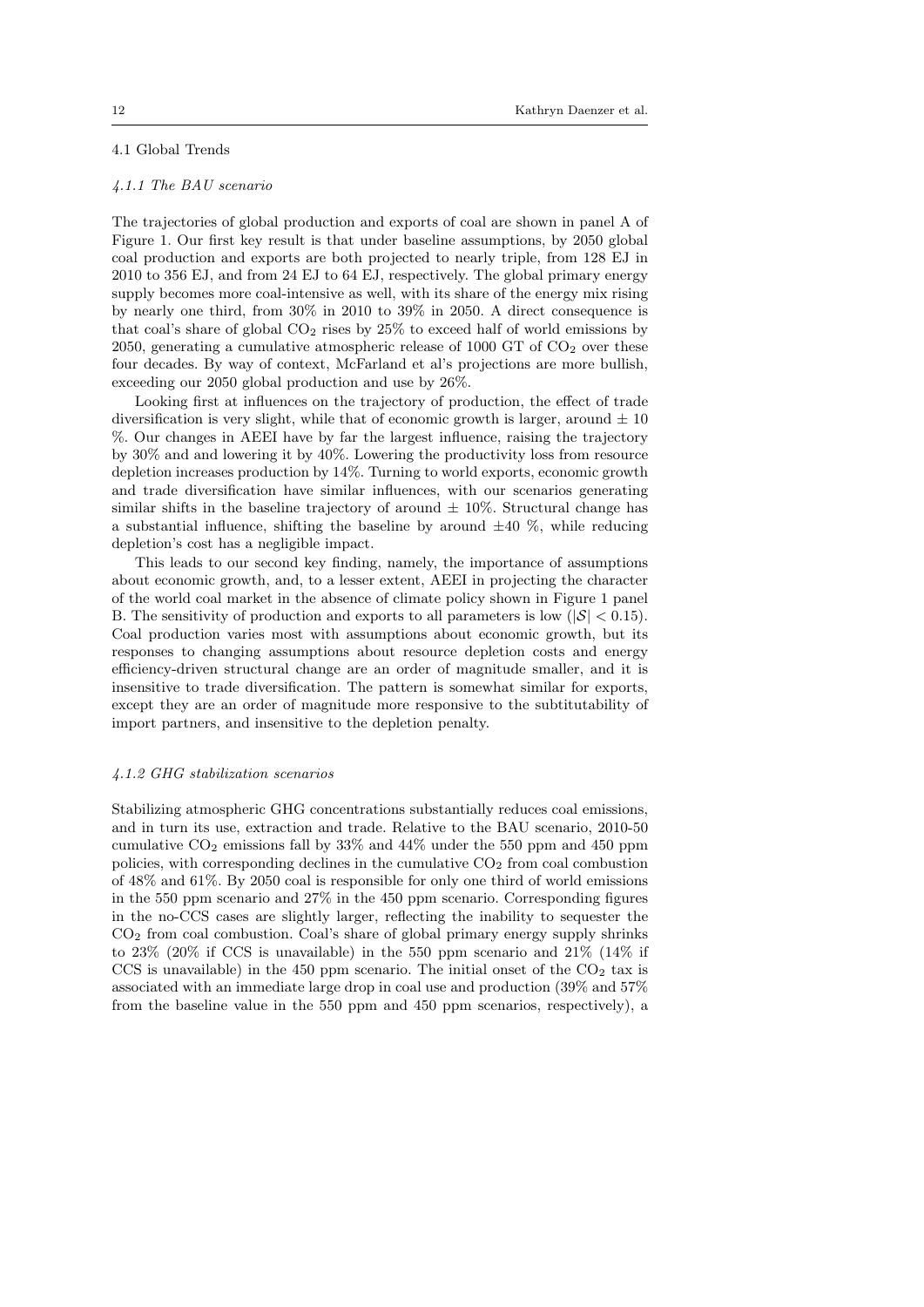### 4.1 Global Trends

#### *4.1.1 The BAU scenario*

The trajectories of global production and exports of coal are shown in panel A of Figure 1. Our first key result is that under baseline assumptions, by 2050 global coal production and exports are both projected to nearly triple, from 128 EJ in 2010 to 356 EJ, and from 24 EJ to 64 EJ, respectively. The global primary energy supply becomes more coal-intensive as well, with its share of the energy mix rising by nearly one third, from 30% in 2010 to 39% in 2050. A direct consequence is that coal's share of global $CO_2$ rises by 25% to exceed half of world emissions by 2050, generating a cumulative atmospheric release of 1000 GT of $CO_2$ over these four decades. By way of context, McFarland et al's projections are more bullish, exceeding our 2050 global production and use by 26%.

Looking first at influences on the trajectory of production, the effect of trade diversification is very slight, while that of economic growth is larger, around ± 10 %. Our changes in AEEI have by far the largest influence, raising the trajectory by 30% and and lowering it by 40%. Lowering the productivity loss from resource depletion increases production by 14%. Turning to world exports, economic growth and trade diversification have similar influences, with our scenarios generating similar shifts in the baseline trajectory of around ± 10%. Structural change has a substantial influence, shifting the baseline by around ±40 %, while reducing depletion's cost has a negligible impact.

This leads to our second key finding, namely, the importance of assumptions about economic growth, and, to a lesser extent, AEEI in projecting the character of the world coal market in the absence of climate policy shown in Figure 1 panel B. The sensitivity of production and exports to all parameters is low ($|\mathcal{S}| < 0.15$). Coal production varies most with assumptions about economic growth, but its responses to changing assumptions about resource depletion costs and energy efficiency-driven structural change are an order of magnitude smaller, and it is insensitive to trade diversification. The pattern is somewhat similar for exports, except they are an order of magnitude more responsive to the subtitutability of import partners, and insensitive to the depletion penalty.

#### *4.1.2 GHG stabilization scenarios*

Stabilizing atmospheric GHG concentrations substantially reduces coal emissions, and in turn its use, extraction and trade. Relative to the BAU scenario, 2010-50 cumulative $CO_2$ emissions fall by 33% and 44% under the 550 ppm and 450 ppm policies, with corresponding declines in the cumulative $CO_2$ from coal combustion of 48% and 61%. By 2050 coal is responsible for only one third of world emissions in the 550 ppm scenario and 27% in the 450 ppm scenario. Corresponding figures in the no-CCS cases are slightly larger, reflecting the inability to sequester the $CO_2$ from coal combustion. Coal's share of global primary energy supply shrinks to 23% (20% if CCS is unavailable) in the 550 ppm scenario and 21% (14% if CCS is unavailable) in the 450 ppm scenario. The initial onset of the $CO_2$ tax is associated with an immediate large drop in coal use and production (39% and 57% from the baseline value in the 550 ppm and 450 ppm scenarios, respectively), a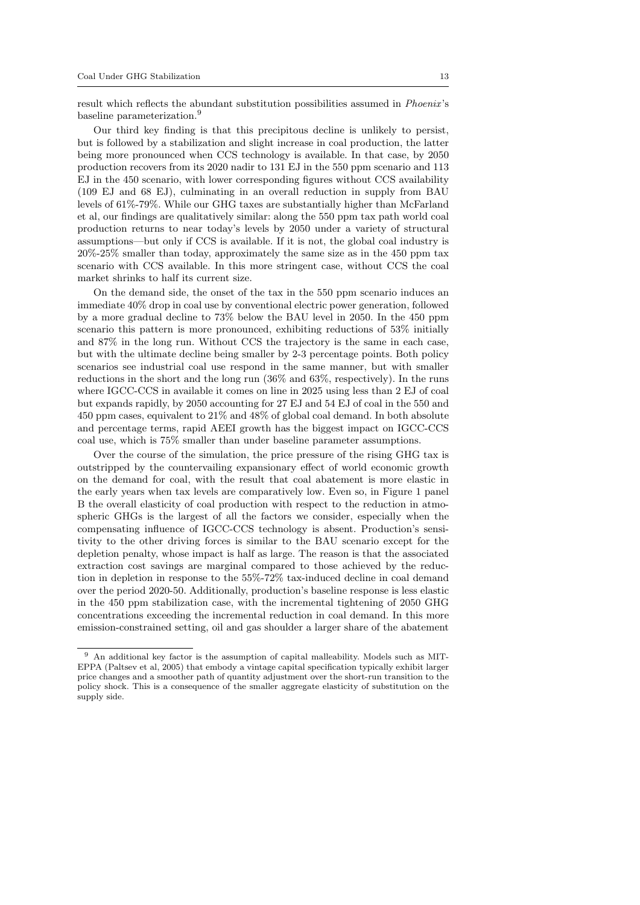result which reflects the abundant substitution possibilities assumed in *Phoenix*'s baseline parameterization.[9]

Our third key finding is that this precipitous decline is unlikely to persist, but is followed by a stabilization and slight increase in coal production, the latter being more pronounced when CCS technology is available. In that case, by 2050 production recovers from its 2020 nadir to 131 EJ in the 550 ppm scenario and 113 EJ in the 450 scenario, with lower corresponding figures without CCS availability (109 EJ and 68 EJ), culminating in an overall reduction in supply from BAU levels of 61%-79%. While our GHG taxes are substantially higher than McFarland et al, our findings are qualitatively similar: along the 550 ppm tax path world coal production returns to near today's levels by 2050 under a variety of structural assumptions—but only if CCS is available. If it is not, the global coal industry is 20%-25% smaller than today, approximately the same size as in the 450 ppm tax scenario with CCS available. In this more stringent case, without CCS the coal market shrinks to half its current size.

On the demand side, the onset of the tax in the 550 ppm scenario induces an immediate 40% drop in coal use by conventional electric power generation, followed by a more gradual decline to 73% below the BAU level in 2050. In the 450 ppm scenario this pattern is more pronounced, exhibiting reductions of 53% initially and 87% in the long run. Without CCS the trajectory is the same in each case, but with the ultimate decline being smaller by 2-3 percentage points. Both policy scenarios see industrial coal use respond in the same manner, but with smaller reductions in the short and the long run (36% and 63%, respectively). In the runs where IGCC-CCS in available it comes on line in 2025 using less than 2 EJ of coal but expands rapidly, by 2050 accounting for 27 EJ and 54 EJ of coal in the 550 and 450 ppm cases, equivalent to 21% and 48% of global coal demand. In both absolute and percentage terms, rapid AEEI growth has the biggest impact on IGCC-CCS coal use, which is 75% smaller than under baseline parameter assumptions.

Over the course of the simulation, the price pressure of the rising GHG tax is outstripped by the countervailing expansionary effect of world economic growth on the demand for coal, with the result that coal abatement is more elastic in the early years when tax levels are comparatively low. Even so, in Figure 1 panel B the overall elasticity of coal production with respect to the reduction in atmospheric GHGs is the largest of all the factors we consider, especially when the compensating influence of IGCC-CCS technology is absent. Production's sensitivity to the other driving forces is similar to the BAU scenario except for the depletion penalty, whose impact is half as large. The reason is that the associated extraction cost savings are marginal compared to those achieved by the reduction in depletion in response to the 55%-72% tax-induced decline in coal demand over the period 2020-50. Additionally, production's baseline response is less elastic in the 450 ppm stabilization case, with the incremental tightening of 2050 GHG concentrations exceeding the incremental reduction in coal demand. In this more emission-constrained setting, oil and gas shoulder a larger share of the abatement

[9] An additional key factor is the assumption of capital malleability. Models such as MIT-EPPA (Paltsev et al, 2005) that embody a vintage capital specification typically exhibit larger price changes and a smoother path of quantity adjustment over the short-run transition to the policy shock. This is a consequence of the smaller aggregate elasticity of substitution on the supply side.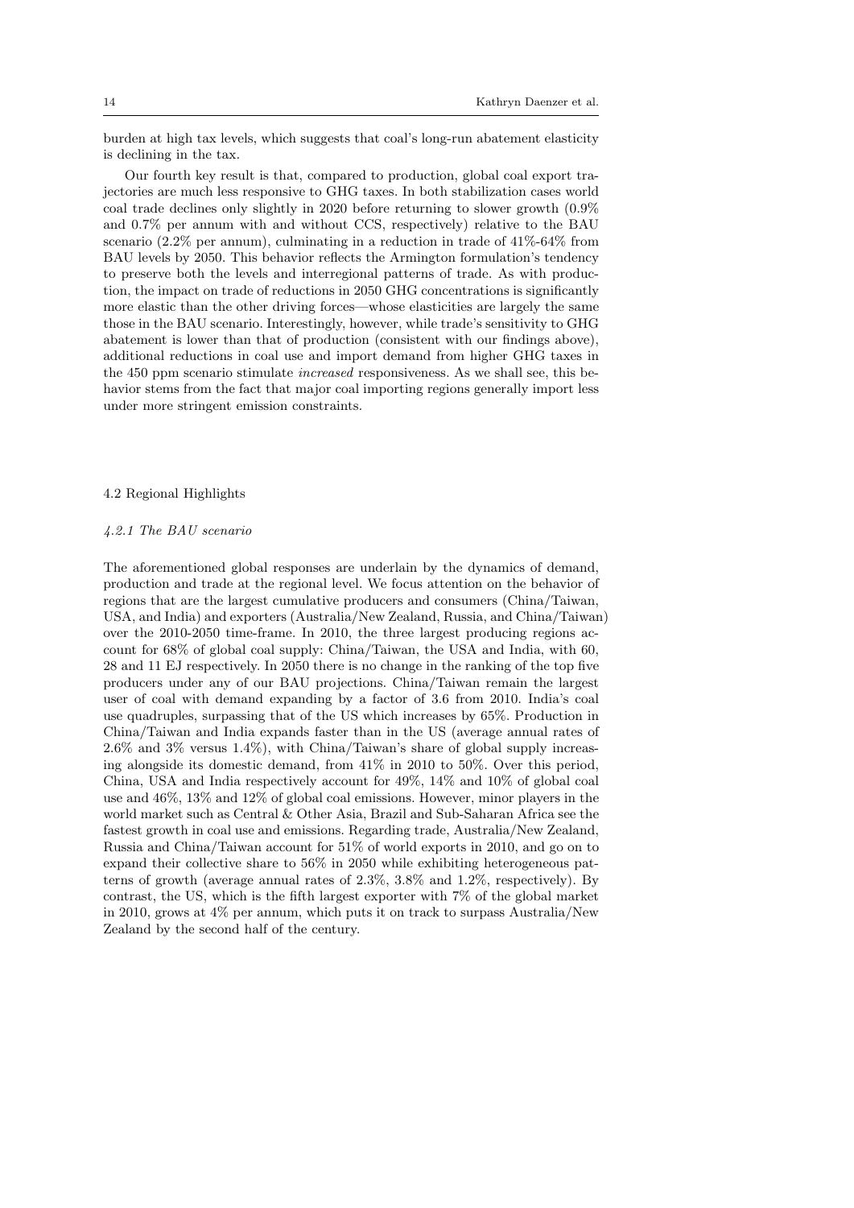burden at high tax levels, which suggests that coal's long-run abatement elasticity is declining in the tax.

Our fourth key result is that, compared to production, global coal export trajectories are much less responsive to GHG taxes. In both stabilization cases world coal trade declines only slightly in 2020 before returning to slower growth (0.9% and 0.7% per annum with and without CCS, respectively) relative to the BAU scenario (2.2% per annum), culminating in a reduction in trade of 41%-64% from BAU levels by 2050. This behavior reflects the Armington formulation's tendency to preserve both the levels and interregional patterns of trade. As with production, the impact on trade of reductions in 2050 GHG concentrations is significantly more elastic than the other driving forces—whose elasticities are largely the same those in the BAU scenario. Interestingly, however, while trade's sensitivity to GHG abatement is lower than that of production (consistent with our findings above), additional reductions in coal use and import demand from higher GHG taxes in the 450 ppm scenario stimulate *increased* responsiveness. As we shall see, this behavior stems from the fact that major coal importing regions generally import less under more stringent emission constraints.

### 4.2 Regional Highlights

#### *4.2.1 The BAU scenario*

The aforementioned global responses are underlain by the dynamics of demand, production and trade at the regional level. We focus attention on the behavior of regions that are the largest cumulative producers and consumers (China/Taiwan, USA, and India) and exporters (Australia/New Zealand, Russia, and China/Taiwan) over the 2010-2050 time-frame. In 2010, the three largest producing regions account for 68% of global coal supply: China/Taiwan, the USA and India, with 60, 28 and 11 EJ respectively. In 2050 there is no change in the ranking of the top five producers under any of our BAU projections. China/Taiwan remain the largest user of coal with demand expanding by a factor of 3.6 from 2010. India's coal use quadruples, surpassing that of the US which increases by 65%. Production in China/Taiwan and India expands faster than in the US (average annual rates of 2.6% and 3% versus 1.4%), with China/Taiwan's share of global supply increasing alongside its domestic demand, from 41% in 2010 to 50%. Over this period, China, USA and India respectively account for 49%, 14% and 10% of global coal use and 46%, 13% and 12% of global coal emissions. However, minor players in the world market such as Central & Other Asia, Brazil and Sub-Saharan Africa see the fastest growth in coal use and emissions. Regarding trade, Australia/New Zealand, Russia and China/Taiwan account for 51% of world exports in 2010, and go on to expand their collective share to 56% in 2050 while exhibiting heterogeneous patterns of growth (average annual rates of 2.3%, 3.8% and 1.2%, respectively). By contrast, the US, which is the fifth largest exporter with 7% of the global market in 2010, grows at 4% per annum, which puts it on track to surpass Australia/New Zealand by the second half of the century.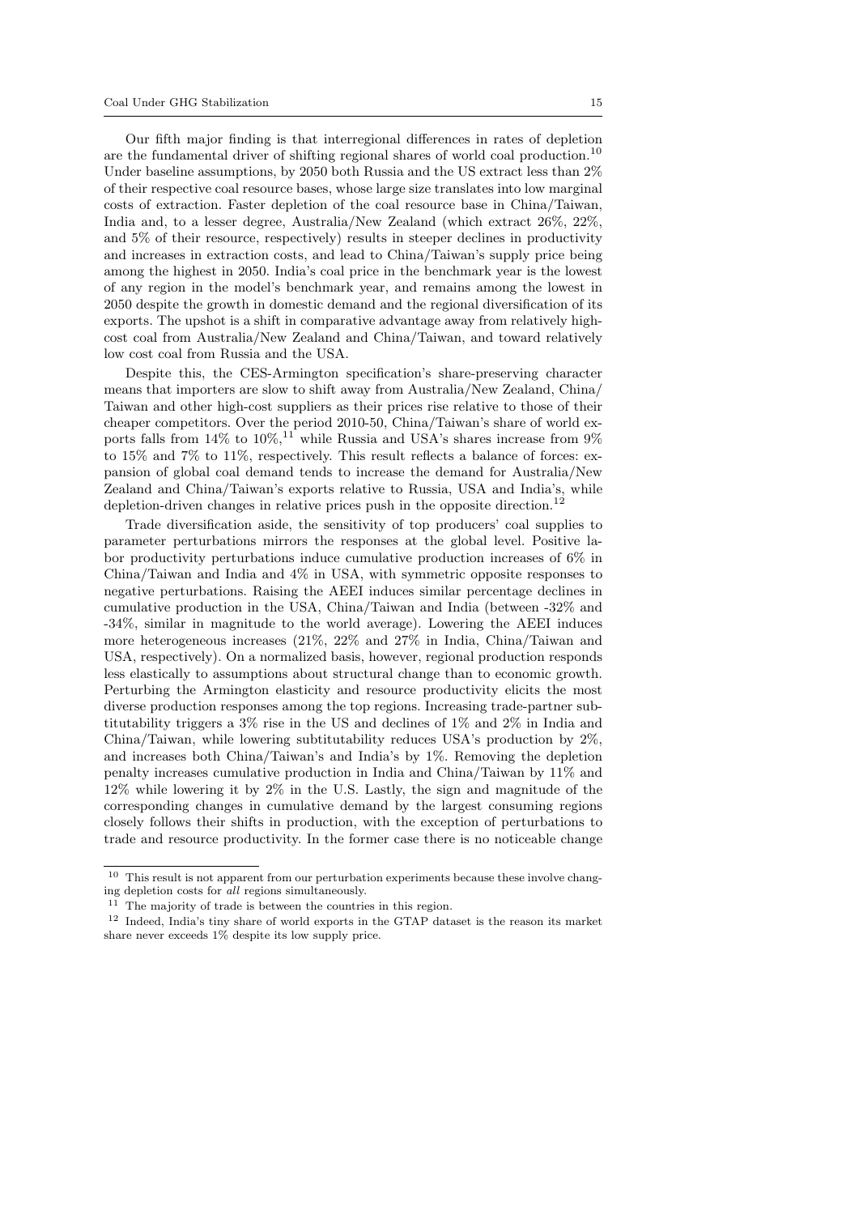Our fifth major finding is that interregional differences in rates of depletion are the fundamental driver of shifting regional shares of world coal production.[10] Under baseline assumptions, by 2050 both Russia and the US extract less than 2% of their respective coal resource bases, whose large size translates into low marginal costs of extraction. Faster depletion of the coal resource base in China/Taiwan, India and, to a lesser degree, Australia/New Zealand (which extract 26%, 22%, and 5% of their resource, respectively) results in steeper declines in productivity and increases in extraction costs, and lead to China/Taiwan's supply price being among the highest in 2050. India's coal price in the benchmark year is the lowest of any region in the model's benchmark year, and remains among the lowest in 2050 despite the growth in domestic demand and the regional diversification of its exports. The upshot is a shift in comparative advantage away from relatively high-cost coal from Australia/New Zealand and China/Taiwan, and toward relatively low cost coal from Russia and the USA.

Despite this, the CES-Armington specification's share-preserving character means that importers are slow to shift away from Australia/New Zealand, China/Taiwan and other high-cost suppliers as their prices rise relative to those of their cheaper competitors. Over the period 2010-50, China/Taiwan's share of world exports falls from 14% to 10%,[11] while Russia and USA's shares increase from 9% to 15% and 7% to 11%, respectively. This result reflects a balance of forces: expansion of global coal demand tends to increase the demand for Australia/New Zealand and China/Taiwan's exports relative to Russia, USA and India's, while depletion-driven changes in relative prices push in the opposite direction.[12]

Trade diversification aside, the sensitivity of top producers' coal supplies to parameter perturbations mirrors the responses at the global level. Positive labor productivity perturbations induce cumulative production increases of 6% in China/Taiwan and India and 4% in USA, with symmetric opposite responses to negative perturbations. Raising the AEEI induces similar percentage declines in cumulative production in the USA, China/Taiwan and India (between -32% and -34%, similar in magnitude to the world average). Lowering the AEEI induces more heterogeneous increases (21%, 22% and 27% in India, China/Taiwan and USA, respectively). On a normalized basis, however, regional production responds less elastically to assumptions about structural change than to economic growth. Perturbing the Armington elasticity and resource productivity elicits the most diverse production responses among the top regions. Increasing trade-partner substitutability triggers a 3% rise in the US and declines of 1% and 2% in India and China/Taiwan, while lowering subtitutability reduces USA's production by 2%, and increases both China/Taiwan's and India's by 1%. Removing the depletion penalty increases cumulative production in India and China/Taiwan by 11% and 12% while lowering it by 2% in the U.S. Lastly, the sign and magnitude of the corresponding changes in cumulative demand by the largest consuming regions closely follows their shifts in production, with the exception of perturbations to trade and resource productivity. In the former case there is no noticeable change

[10] This result is not apparent from our perturbation experiments because these involve changing depletion costs for *all* regions simultaneously.

[11] The majority of trade is between the countries in this region.

[12] Indeed, India's tiny share of world exports in the GTAP dataset is the reason its market share never exceeds 1% despite its low supply price.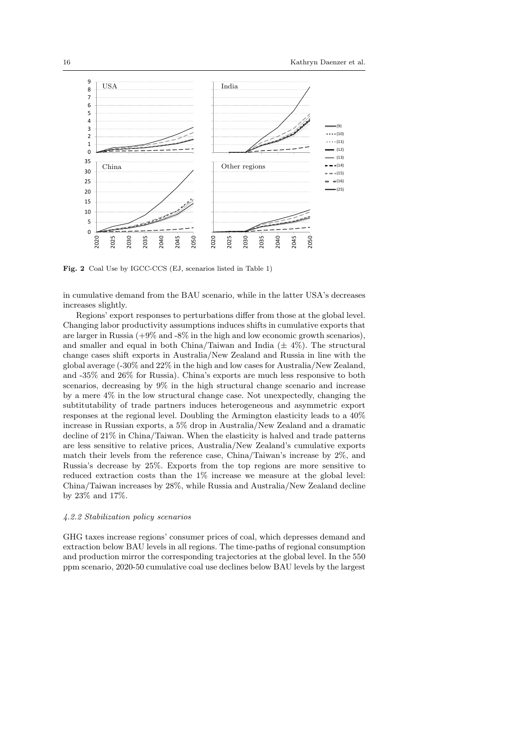**Fig. 2** Coal Use by IGCC-CCS (EJ, scenarios listed in Table 1)

in cumulative demand from the BAU scenario, while in the latter USA's decreases increases slightly.

Regions' export responses to perturbations differ from those at the global level. Changing labor productivity assumptions induces shifts in cumulative exports that are larger in Russia (+9% and -8% in the high and low economic growth scenarios), and smaller and equal in both China/Taiwan and India (± 4%). The structural change cases shift exports in Australia/New Zealand and Russia in line with the global average (-30% and 22% in the high and low cases for Australia/New Zealand, and -35% and 26% for Russia). China's exports are much less responsive to both scenarios, decreasing by 9% in the high structural change scenario and increase by a mere 4% in the low structural change case. Not unexpectedly, changing the subtitutability of trade partners induces heterogeneous and asymmetric export responses at the regional level. Doubling the Armington elasticity leads to a 40% increase in Russian exports, a 5% drop in Australia/New Zealand and a dramatic decline of 21% in China/Taiwan. When the elasticity is halved and trade patterns are less sensitive to relative prices, Australia/New Zealand's cumulative exports match their levels from the reference case, China/Taiwan's increase by 2%, and Russia's decrease by 25%. Exports from the top regions are more sensitive to reduced extraction costs than the 1% increase we measure at the global level: China/Taiwan increases by 28%, while Russia and Australia/New Zealand decline by 23% and 17%.

#### *4.2.2 Stabilization policy scenarios*

GHG taxes increase regions' consumer prices of coal, which depresses demand and extraction below BAU levels in all regions. The time-paths of regional consumption and production mirror the corresponding trajectories at the global level. In the 550 ppm scenario, 2020-50 cumulative coal use declines below BAU levels by the largest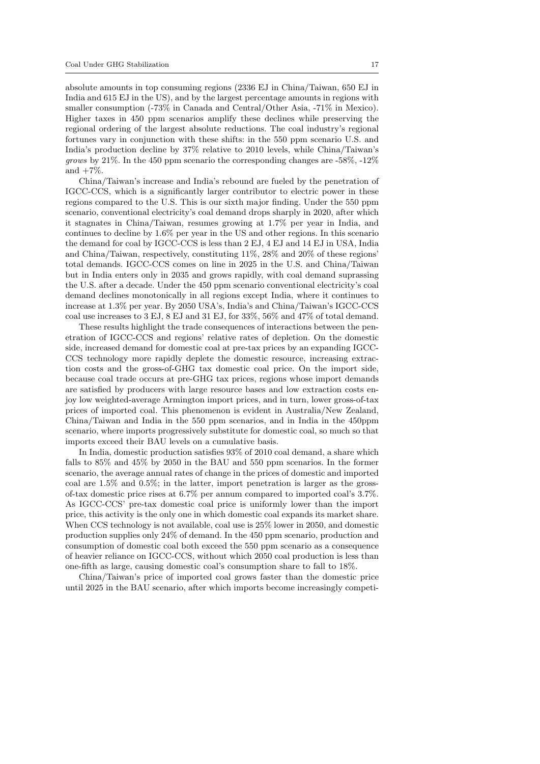absolute amounts in top consuming regions (2336 EJ in China/Taiwan, 650 EJ in India and 615 EJ in the US), and by the largest percentage amounts in regions with smaller consumption (-73% in Canada and Central/Other Asia, -71% in Mexico). Higher taxes in 450 ppm scenarios amplify these declines while preserving the regional ordering of the largest absolute reductions. The coal industry's regional fortunes vary in conjunction with these shifts: in the 550 ppm scenario U.S. and India's production decline by 37% relative to 2010 levels, while China/Taiwan's *grows* by 21%. In the 450 ppm scenario the corresponding changes are -58%, -12% and +7%.

China/Taiwan's increase and India's rebound are fueled by the penetration of IGCC-CCS, which is a significantly larger contributor to electric power in these regions compared to the U.S. This is our sixth major finding. Under the 550 ppm scenario, conventional electricity's coal demand drops sharply in 2020, after which it stagnates in China/Taiwan, resumes growing at 1.7% per year in India, and continues to decline by 1.6% per year in the US and other regions. In this scenario the demand for coal by IGCC-CCS is less than 2 EJ, 4 EJ and 14 EJ in USA, India and China/Taiwan, respectively, constituting 11%, 28% and 20% of these regions' total demands. IGCC-CCS comes on line in 2025 in the U.S. and China/Taiwan but in India enters only in 2035 and grows rapidly, with coal demand suprassing the U.S. after a decade. Under the 450 ppm scenario conventional electricity's coal demand declines monotonically in all regions except India, where it continues to increase at 1.3% per year. By 2050 USA's, India's and China/Taiwan's IGCC-CCS coal use increases to 3 EJ, 8 EJ and 31 EJ, for 33%, 56% and 47% of total demand.

These results highlight the trade consequences of interactions between the penetration of IGCC-CCS and regions' relative rates of depletion. On the domestic side, increased demand for domestic coal at pre-tax prices by an expanding IGCC-CCS technology more rapidly deplete the domestic resource, increasing extraction costs and the gross-of-GHG tax domestic coal price. On the import side, because coal trade occurs at pre-GHG tax prices, regions whose import demands are satisfied by producers with large resource bases and low extraction costs enjoy low weighted-average Armington import prices, and in turn, lower gross-of-tax prices of imported coal. This phenomenon is evident in Australia/New Zealand, China/Taiwan and India in the 550 ppm scenarios, and in India in the 450ppm scenario, where imports progressively substitute for domestic coal, so much so that imports exceed their BAU levels on a cumulative basis.

In India, domestic production satisfies 93% of 2010 coal demand, a share which falls to 85% and 45% by 2050 in the BAU and 550 ppm scenarios. In the former scenario, the average annual rates of change in the prices of domestic and imported coal are 1.5% and 0.5%; in the latter, import penetration is larger as the gross-of-tax domestic price rises at 6.7% per annum compared to imported coal's 3.7%. As IGCC-CCS' pre-tax domestic coal price is uniformly lower than the import price, this activity is the only one in which domestic coal expands its market share. When CCS technology is not available, coal use is 25% lower in 2050, and domestic production supplies only 24% of demand. In the 450 ppm scenario, production and consumption of domestic coal both exceed the 550 ppm scenario as a consequence of heavier reliance on IGCC-CCS, without which 2050 coal production is less than one-fifth as large, causing domestic coal's consumption share to fall to 18%.

China/Taiwan's price of imported coal grows faster than the domestic price until 2025 in the BAU scenario, after which imports become increasingly competi-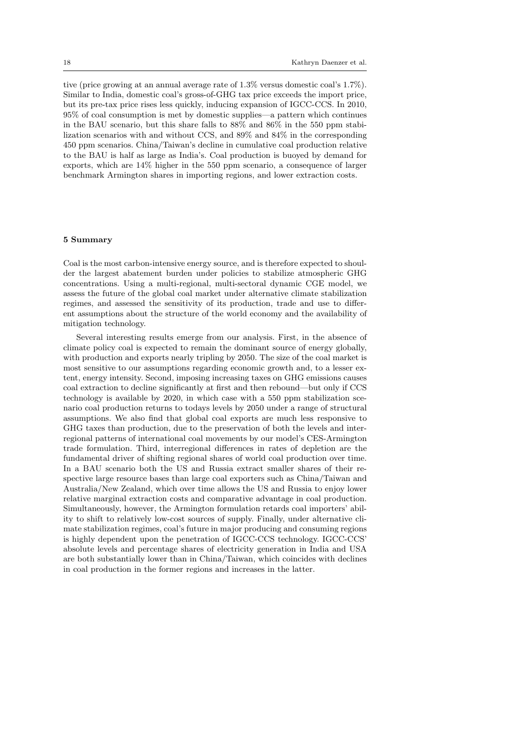tive (price growing at an annual average rate of 1.3% versus domestic coal's 1.7%). Similar to India, domestic coal's gross-of-GHG tax price exceeds the import price, but its pre-tax price rises less quickly, inducing expansion of IGCC-CCS. In 2010, 95% of coal consumption is met by domestic supplies—a pattern which continues in the BAU scenario, but this share falls to 88% and 86% in the 550 ppm stabilization scenarios with and without CCS, and 89% and 84% in the corresponding 450 ppm scenarios. China/Taiwan's decline in cumulative coal production relative to the BAU is half as large as India's. Coal production is buoyed by demand for exports, which are 14% higher in the 550 ppm scenario, a consequence of larger benchmark Armington shares in importing regions, and lower extraction costs.

## 5 Summary

Coal is the most carbon-intensive energy source, and is therefore expected to shoulder the largest abatement burden under policies to stabilize atmospheric GHG concentrations. Using a multi-regional, multi-sectoral dynamic CGE model, we assess the future of the global coal market under alternative climate stabilization regimes, and assessed the sensitivity of its production, trade and use to different assumptions about the structure of the world economy and the availability of mitigation technology.

Several interesting results emerge from our analysis. First, in the absence of climate policy coal is expected to remain the dominant source of energy globally, with production and exports nearly tripling by 2050. The size of the coal market is most sensitive to our assumptions regarding economic growth and, to a lesser extent, energy intensity. Second, imposing increasing taxes on GHG emissions causes coal extraction to decline significantly at first and then rebound—but only if CCS technology is available by 2020, in which case with a 550 ppm stabilization scenario coal production returns to todays levels by 2050 under a range of structural assumptions. We also find that global coal exports are much less responsive to GHG taxes than production, due to the preservation of both the levels and interregional patterns of international coal movements by our model's CES-Armington trade formulation. Third, interregional differences in rates of depletion are the fundamental driver of shifting regional shares of world coal production over time. In a BAU scenario both the US and Russia extract smaller shares of their respective large resource bases than large coal exporters such as China/Taiwan and Australia/New Zealand, which over time allows the US and Russia to enjoy lower relative marginal extraction costs and comparative advantage in coal production. Simultaneously, however, the Armington formulation retards coal importers' ability to shift to relatively low-cost sources of supply. Finally, under alternative climate stabilization regimes, coal's future in major producing and consuming regions is highly dependent upon the penetration of IGCC-CCS technology. IGCC-CCS' absolute levels and percentage shares of electricity generation in India and USA are both substantially lower than in China/Taiwan, which coincides with declines in coal production in the former regions and increases in the latter.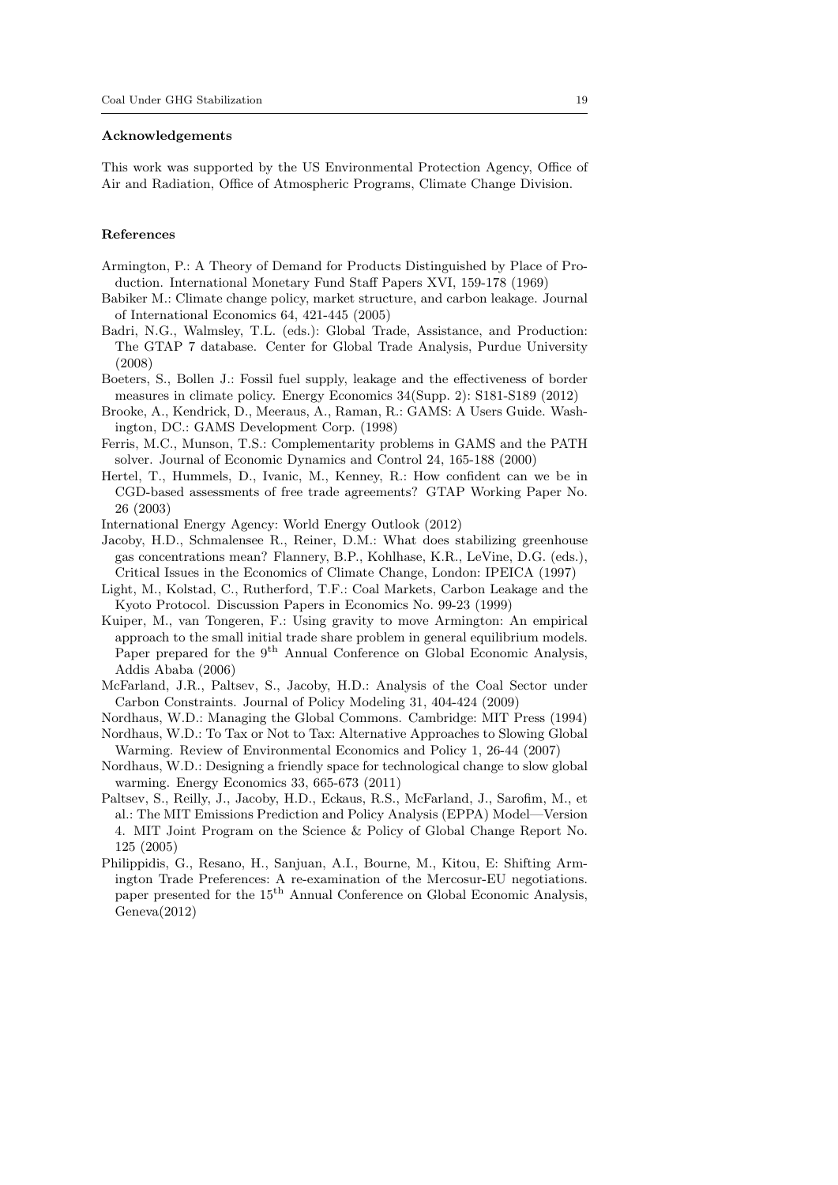#### Acknowledgements

This work was supported by the US Environmental Protection Agency, Office of Air and Radiation, Office of Atmospheric Programs, Climate Change Division.

#### References

Armington, P.: A Theory of Demand for Products Distinguished by Place of Production. International Monetary Fund Staff Papers XVI, 159-178 (1969)

Babiker M.: Climate change policy, market structure, and carbon leakage. Journal of International Economics 64, 421-445 (2005)

Badri, N.G., Walmsley, T.L. (eds.): Global Trade, Assistance, and Production: The GTAP 7 database. Center for Global Trade Analysis, Purdue University (2008)

Boeters, S., Bollen J.: Fossil fuel supply, leakage and the effectiveness of border measures in climate policy. Energy Economics 34(Supp. 2): S181-S189 (2012)

Brooke, A., Kendrick, D., Meeraus, A., Raman, R.: GAMS: A Users Guide. Washington, DC.: GAMS Development Corp. (1998)

Ferris, M.C., Munson, T.S.: Complementarity problems in GAMS and the PATH solver. Journal of Economic Dynamics and Control 24, 165-188 (2000)

Hertel, T., Hummels, D., Ivanic, M., Kenney, R.: How confident can we be in CGD-based assessments of free trade agreements? GTAP Working Paper No. 26 (2003)

International Energy Agency: World Energy Outlook (2012)

Jacoby, H.D., Schmalensee R., Reiner, D.M.: What does stabilizing greenhouse gas concentrations mean? Flannery, B.P., Kohlhase, K.R., LeVine, D.G. (eds.), Critical Issues in the Economics of Climate Change, London: IPEICA (1997)

Light, M., Kolstad, C., Rutherford, T.F.: Coal Markets, Carbon Leakage and the Kyoto Protocol. Discussion Papers in Economics No. 99-23 (1999)

Kuiper, M., van Tongeren, F.: Using gravity to move Armington: An empirical approach to the small initial trade share problem in general equilibrium models. Paper prepared for the 9th Annual Conference on Global Economic Analysis, Addis Ababa (2006)

McFarland, J.R., Paltsev, S., Jacoby, H.D.: Analysis of the Coal Sector under Carbon Constraints. Journal of Policy Modeling 31, 404-424 (2009)

Nordhaus, W.D.: Managing the Global Commons. Cambridge: MIT Press (1994)

Nordhaus, W.D.: To Tax or Not to Tax: Alternative Approaches to Slowing Global Warming. Review of Environmental Economics and Policy 1, 26-44 (2007)

Nordhaus, W.D.: Designing a friendly space for technological change to slow global warming. Energy Economics 33, 665-673 (2011)

Paltsev, S., Reilly, J., Jacoby, H.D., Eckaus, R.S., McFarland, J., Sarofim, M., et al.: The MIT Emissions Prediction and Policy Analysis (EPPA) Model—Version 4. MIT Joint Program on the Science & Policy of Global Change Report No. 125 (2005)

Philippidis, G., Resano, H., Sanjuan, A.I., Bourne, M., Kitou, E: Shifting Armington Trade Preferences: A re-examination of the Mercosur-EU negotiations. paper presented for the 15th Annual Conference on Global Economic Analysis, Geneva(2012)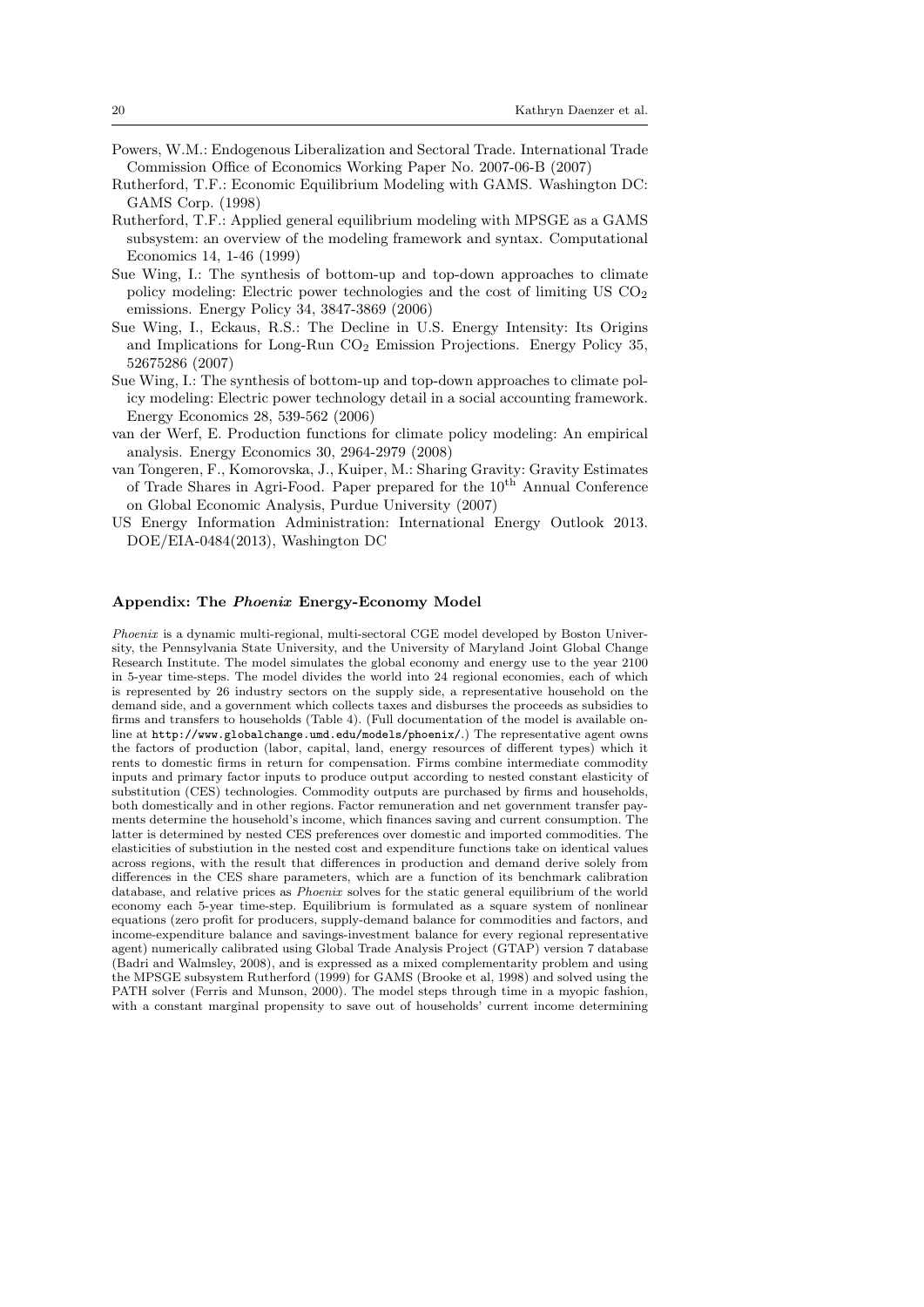Powers, W.M.: Endogenous Liberalization and Sectoral Trade. International Trade Commission Office of Economics Working Paper No. 2007-06-B (2007)

Rutherford, T.F.: Economic Equilibrium Modeling with GAMS. Washington DC: GAMS Corp. (1998)

Rutherford, T.F.: Applied general equilibrium modeling with MPSGE as a GAMS subsystem: an overview of the modeling framework and syntax. Computational Economics 14, 1-46 (1999)

Sue Wing, I.: The synthesis of bottom-up and top-down approaches to climate policy modeling: Electric power technologies and the cost of limiting US $CO_2$ emissions. Energy Policy 34, 3847-3869 (2006)

Sue Wing, I., Eckaus, R.S.: The Decline in U.S. Energy Intensity: Its Origins and Implications for Long-Run $CO_2$ Emission Projections. Energy Policy 35, 52675286 (2007)

Sue Wing, I.: The synthesis of bottom-up and top-down approaches to climate policy modeling: Electric power technology detail in a social accounting framework. Energy Economics 28, 539-562 (2006)

van der Werf, E. Production functions for climate policy modeling: An empirical analysis. Energy Economics 30, 2964-2979 (2008)

van Tongeren, F., Komorovska, J., Kuiper, M.: Sharing Gravity: Gravity Estimates of Trade Shares in Agri-Food. Paper prepared for the 10th Annual Conference on Global Economic Analysis, Purdue University (2007)

US Energy Information Administration: International Energy Outlook 2013. DOE/EIA-0484(2013), Washington DC

## Appendix: The *Phoenix* Energy-Economy Model

*Phoenix* is a dynamic multi-regional, multi-sectoral CGE model developed by Boston University, the Pennsylvania State University, and the University of Maryland Joint Global Change Research Institute. The model simulates the global economy and energy use to the year 2100 in 5-year time-steps. The model divides the world into 24 regional economies, each of which is represented by 26 industry sectors on the supply side, a representative household on the demand side, and a government which collects taxes and disburses the proceeds as subsidies to firms and transfers to households (Table 4). (Full documentation of the model is available online at `http://www.globalchange.umd.edu/models/phoenix/`.) The representative agent owns the factors of production (labor, capital, land, energy resources of different types) which it rents to domestic firms in return for compensation. Firms combine intermediate commodity inputs and primary factor inputs to produce output according to nested constant elasticity of substitution (CES) technologies. Commodity outputs are purchased by firms and households, both domestically and in other regions. Factor remuneration and net government transfer payments determine the household's income, which finances saving and current consumption. The latter is determined by nested CES preferences over domestic and imported commodities. The elasticities of substiution in the nested cost and expenditure functions take on identical values across regions, with the result that differences in production and demand derive solely from differences in the CES share parameters, which are a function of its benchmark calibration database, and relative prices as *Phoenix* solves for the static general equilibrium of the world economy each 5-year time-step. Equilibrium is formulated as a square system of nonlinear equations (zero profit for producers, supply-demand balance for commodities and factors, and income-expenditure balance and savings-investment balance for every regional representative agent) numerically calibrated using Global Trade Analysis Project (GTAP) version 7 database (Badri and Walmsley, 2008), and is expressed as a mixed complementarity problem and using the MPSGE subsystem Rutherford (1999) for GAMS (Brooke et al, 1998) and solved using the PATH solver (Ferris and Munson, 2000). The model steps through time in a myopic fashion, with a constant marginal propensity to save out of households' current income determining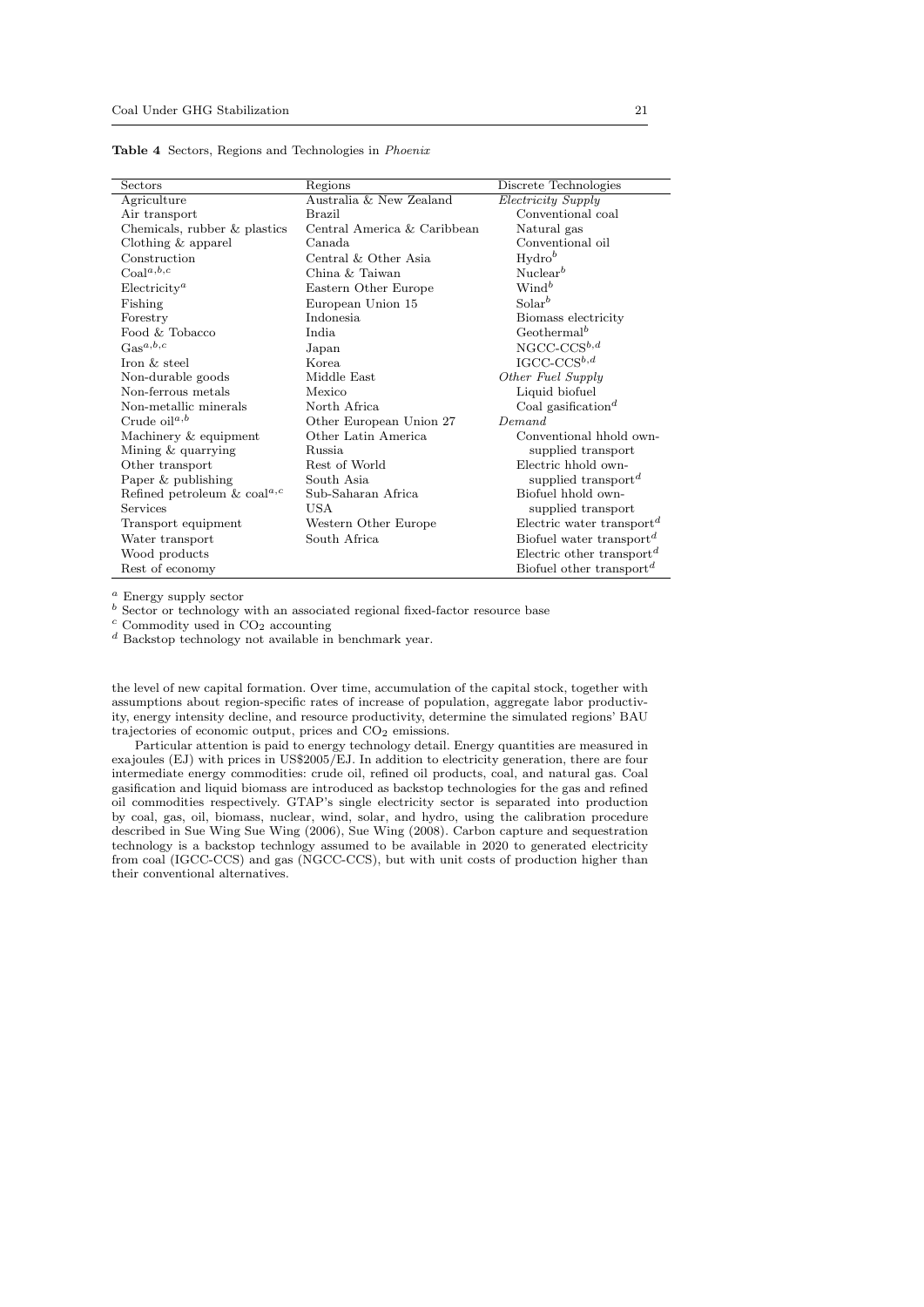**Table 4** Sectors, Regions and Technologies in *Phoenix*

| Sectors | Regions | Discrete Technologies |
|---|---|---|
| Agriculture | Australia & New Zealand | *Electricity Supply* |
| Air transport | Brazil | Conventional coal |
| Chemicals, rubber & plastics | Central America & Caribbean | Natural gas |
| Clothing & apparel | Canada | Conventional oil |
| Construction | Central & Other Asia | Hydro[b] |
| Coal[a,b,c] | China & Taiwan | Nuclear[b] |
| Electricity[a] | Eastern Other Europe | Wind[b] |
| Fishing | European Union 15 | Solar[b] |
| Forestry | Indonesia | Biomass electricity |
| Food & Tobacco | India | Geothermal[b] |
| Gas[a,b,c] | Japan | NGCC-CCS[b,d] |
| Iron & steel | Korea | IGCC-CCS[b,d] |
| Non-durable goods | Middle East | *Other Fuel Supply* |
| Non-ferrous metals | Mexico | Liquid biofuel |
| Non-metallic minerals | North Africa | Coal gasification[d] |
| Crude oil[a,b] | Other European Union 27 | *Demand* |
| Machinery & equipment | Other Latin America | Conventional hhold own-supplied transport |
| Mining & quarrying | Russia | |
| Other transport | Rest of World | Electric hhold own-supplied transport[d] |
| Paper & publishing | South Asia | |
| Refined petroleum & coal[a,c] | Sub-Saharan Africa | Biofuel hhold own-supplied transport |
| Services | USA | |
| Transport equipment | Western Other Europe | Electric water transport[d] |
| Water transport | South Africa | Biofuel water transport[d] |
| Wood products | | Electric other transport[d] |
| Rest of economy | | Biofuel other transport[d] |

[a] Energy supply sector
[b] Sector or technology with an associated regional fixed-factor resource base
[c] Commodity used in $CO_2$ accounting
[d] Backstop technology not available in benchmark year.

the level of new capital formation. Over time, accumulation of the capital stock, together with assumptions about region-specific rates of increase of population, aggregate labor productivity, energy intensity decline, and resource productivity, determine the simulated regions' BAU trajectories of economic output, prices and $CO_2$ emissions.

Particular attention is paid to energy technology detail. Energy quantities are measured in exajoules (EJ) with prices in US$2005/EJ. In addition to electricity generation, there are four intermediate energy commodities: crude oil, refined oil products, coal, and natural gas. Coal gasification and liquid biomass are introduced as backstop technologies for the gas and refined oil commodities respectively. GTAP's single electricity sector is separated into production by coal, gas, oil, biomass, nuclear, wind, solar, and hydro, using the calibration procedure described in Sue Wing Sue Wing (2006), Sue Wing (2008). Carbon capture and sequestration technology is a backstop technlogy assumed to be available in 2020 to generated electricity from coal (IGCC-CCS) and gas (NGCC-CCS), but with unit costs of production higher than their conventional alternatives.